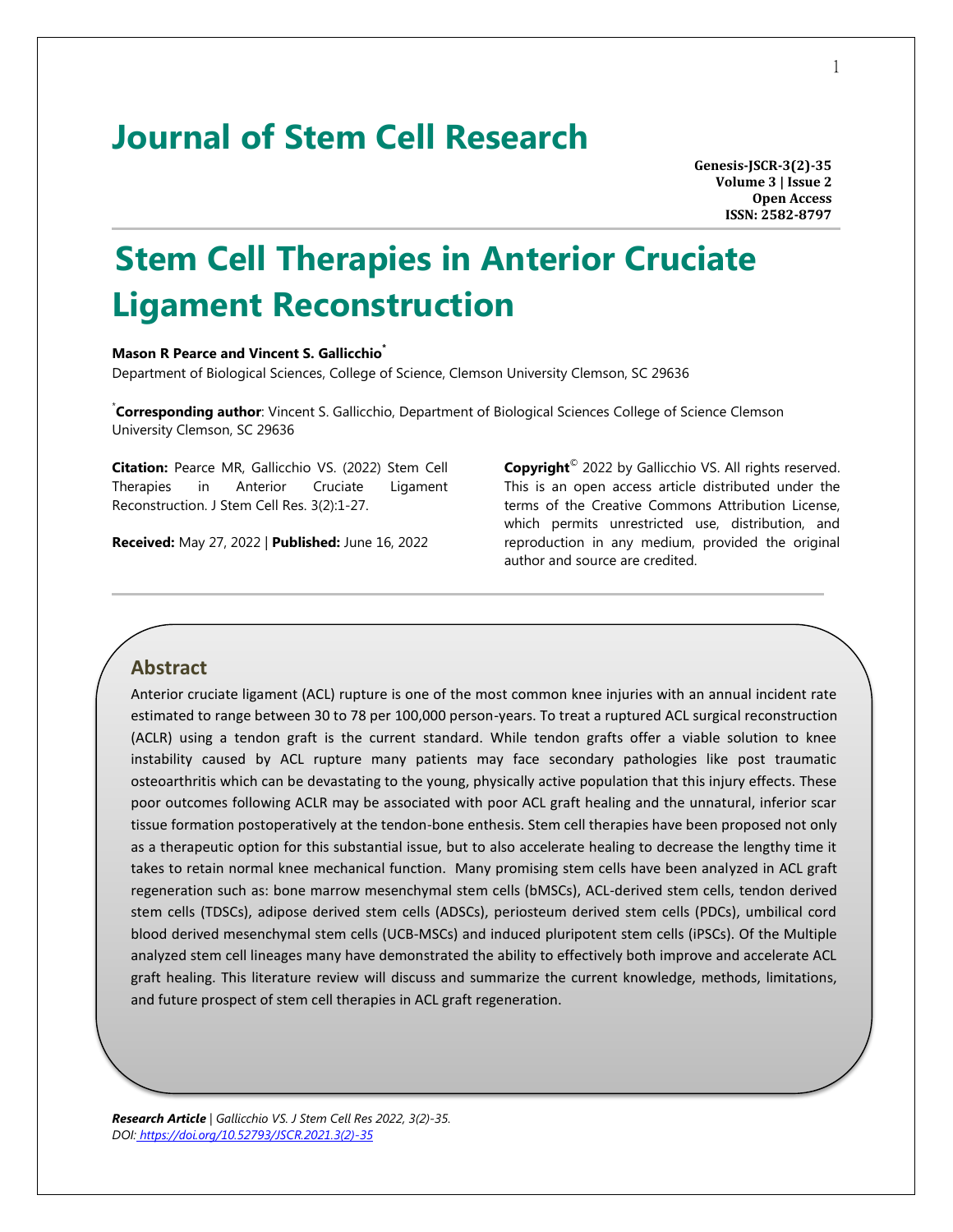# Journal of Stem Cell Research

**Genesis-JSCR-3(2)-35**
**Volume 3 | Issue 2**
**Open Access**
**ISSN: 2582-8797**

# Stem Cell Therapies in Anterior Cruciate Ligament Reconstruction

**Mason R Pearce and Vincent S. Gallicchio[*]**

Department of Biological Sciences, College of Science, Clemson University Clemson, SC 29636

[*]**Corresponding author**: Vincent S. Gallicchio, Department of Biological Sciences College of Science Clemson University Clemson, SC 29636

**Citation:** Pearce MR, Gallicchio VS. (2022) Stem Cell Therapies in Anterior Cruciate Ligament Reconstruction. J Stem Cell Res. 3(2):1-27.

**Received:** May 27, 2022 | **Published:** June 16, 2022

**Copyright**© 2022 by Gallicchio VS. All rights reserved. This is an open access article distributed under the terms of the Creative Commons Attribution License, which permits unrestricted use, distribution, and reproduction in any medium, provided the original author and source are credited.

## Abstract

Anterior cruciate ligament (ACL) rupture is one of the most common knee injuries with an annual incident rate estimated to range between 30 to 78 per 100,000 person-years. To treat a ruptured ACL surgical reconstruction (ACLR) using a tendon graft is the current standard. While tendon grafts offer a viable solution to knee instability caused by ACL rupture many patients may face secondary pathologies like post traumatic osteoarthritis which can be devastating to the young, physically active population that this injury effects. These poor outcomes following ACLR may be associated with poor ACL graft healing and the unnatural, inferior scar tissue formation postoperatively at the tendon-bone enthesis. Stem cell therapies have been proposed not only as a therapeutic option for this substantial issue, but to also accelerate healing to decrease the lengthy time it takes to retain normal knee mechanical function. Many promising stem cells have been analyzed in ACL graft regeneration such as: bone marrow mesenchymal stem cells (bMSCs), ACL-derived stem cells, tendon derived stem cells (TDSCs), adipose derived stem cells (ADSCs), periosteum derived stem cells (PDCs), umbilical cord blood derived mesenchymal stem cells (UCB-MSCs) and induced pluripotent stem cells (iPSCs). Of the Multiple analyzed stem cell lineages many have demonstrated the ability to effectively both improve and accelerate ACL graft healing. This literature review will discuss and summarize the current knowledge, methods, limitations, and future prospect of stem cell therapies in ACL graft regeneration.

***Research Article** | Gallicchio VS. J Stem Cell Res 2022, 3(2)-35.*
*DOI: https://doi.org/10.52793/JSCR.2021.3(2)-35*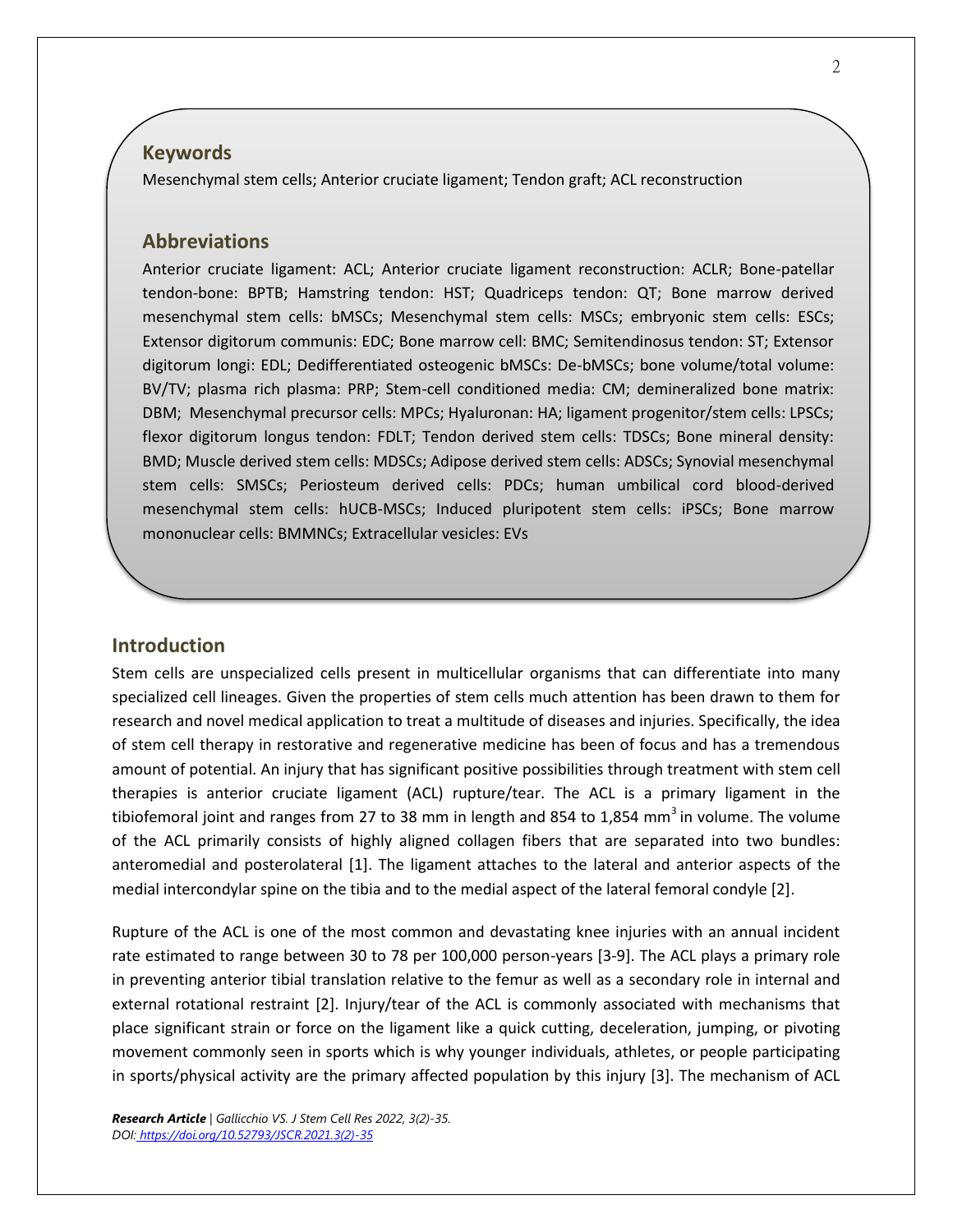## Keywords

Mesenchymal stem cells; Anterior cruciate ligament; Tendon graft; ACL reconstruction

## Abbreviations

Anterior cruciate ligament: ACL; Anterior cruciate ligament reconstruction: ACLR; Bone-patellar tendon-bone: BPTB; Hamstring tendon: HST; Quadriceps tendon: QT; Bone marrow derived mesenchymal stem cells: bMSCs; Mesenchymal stem cells: MSCs; embryonic stem cells: ESCs; Extensor digitorum communis: EDC; Bone marrow cell: BMC; Semitendinosus tendon: ST; Extensor digitorum longi: EDL; Dedifferentiated osteogenic bMSCs: De-bMSCs; bone volume/total volume: BV/TV; plasma rich plasma: PRP; Stem-cell conditioned media: CM; demineralized bone matrix: DBM; Mesenchymal precursor cells: MPCs; Hyaluronan: HA; ligament progenitor/stem cells: LPSCs; flexor digitorum longus tendon: FDLT; Tendon derived stem cells: TDSCs; Bone mineral density: BMD; Muscle derived stem cells: MDSCs; Adipose derived stem cells: ADSCs; Synovial mesenchymal stem cells: SMSCs; Periosteum derived cells: PDCs; human umbilical cord blood-derived mesenchymal stem cells: hUCB-MSCs; Induced pluripotent stem cells: iPSCs; Bone marrow mononuclear cells: BMMNCs; Extracellular vesicles: EVs

## Introduction

Stem cells are unspecialized cells present in multicellular organisms that can differentiate into many specialized cell lineages. Given the properties of stem cells much attention has been drawn to them for research and novel medical application to treat a multitude of diseases and injuries. Specifically, the idea of stem cell therapy in restorative and regenerative medicine has been of focus and has a tremendous amount of potential. An injury that has significant positive possibilities through treatment with stem cell therapies is anterior cruciate ligament (ACL) rupture/tear. The ACL is a primary ligament in the tibiofemoral joint and ranges from 27 to 38 mm in length and 854 to 1,854 $mm^3$ in volume. The volume of the ACL primarily consists of highly aligned collagen fibers that are separated into two bundles: anteromedial and posterolateral [1]. The ligament attaches to the lateral and anterior aspects of the medial intercondylar spine on the tibia and to the medial aspect of the lateral femoral condyle [2].

Rupture of the ACL is one of the most common and devastating knee injuries with an annual incident rate estimated to range between 30 to 78 per 100,000 person-years [3-9]. The ACL plays a primary role in preventing anterior tibial translation relative to the femur as well as a secondary role in internal and external rotational restraint [2]. Injury/tear of the ACL is commonly associated with mechanisms that place significant strain or force on the ligament like a quick cutting, deceleration, jumping, or pivoting movement commonly seen in sports which is why younger individuals, athletes, or people participating in sports/physical activity are the primary affected population by this injury [3]. The mechanism of ACL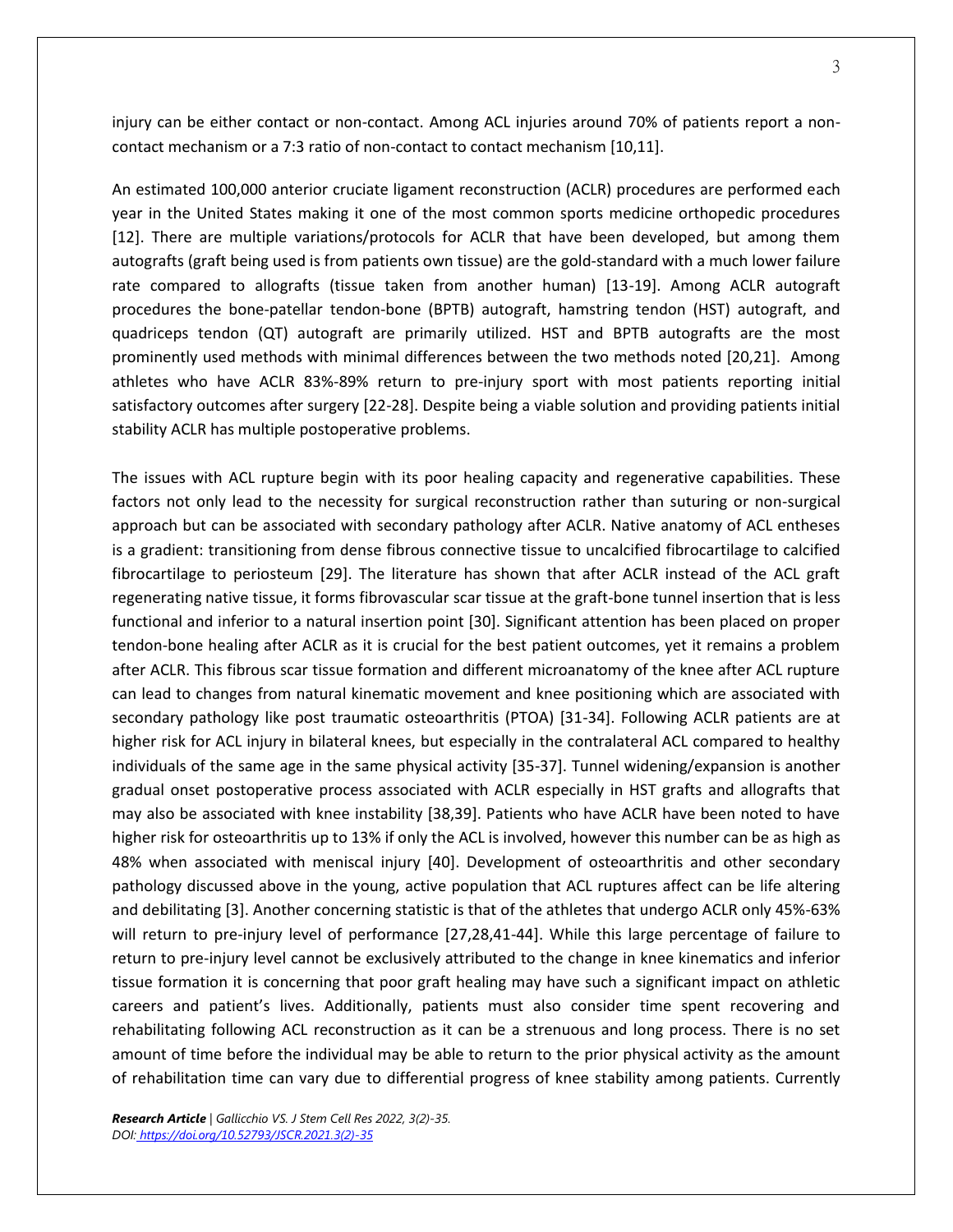injury can be either contact or non-contact. Among ACL injuries around 70% of patients report a non-contact mechanism or a 7:3 ratio of non-contact to contact mechanism [10,11].

An estimated 100,000 anterior cruciate ligament reconstruction (ACLR) procedures are performed each year in the United States making it one of the most common sports medicine orthopedic procedures [12]. There are multiple variations/protocols for ACLR that have been developed, but among them autografts (graft being used is from patients own tissue) are the gold-standard with a much lower failure rate compared to allografts (tissue taken from another human) [13-19]. Among ACLR autograft procedures the bone-patellar tendon-bone (BPTB) autograft, hamstring tendon (HST) autograft, and quadriceps tendon (QT) autograft are primarily utilized. HST and BPTB autografts are the most prominently used methods with minimal differences between the two methods noted [20,21]. Among athletes who have ACLR 83%-89% return to pre-injury sport with most patients reporting initial satisfactory outcomes after surgery [22-28]. Despite being a viable solution and providing patients initial stability ACLR has multiple postoperative problems.

The issues with ACL rupture begin with its poor healing capacity and regenerative capabilities. These factors not only lead to the necessity for surgical reconstruction rather than suturing or non-surgical approach but can be associated with secondary pathology after ACLR. Native anatomy of ACL entheses is a gradient: transitioning from dense fibrous connective tissue to uncalcified fibrocartilage to calcified fibrocartilage to periosteum [29]. The literature has shown that after ACLR instead of the ACL graft regenerating native tissue, it forms fibrovascular scar tissue at the graft-bone tunnel insertion that is less functional and inferior to a natural insertion point [30]. Significant attention has been placed on proper tendon-bone healing after ACLR as it is crucial for the best patient outcomes, yet it remains a problem after ACLR. This fibrous scar tissue formation and different microanatomy of the knee after ACL rupture can lead to changes from natural kinematic movement and knee positioning which are associated with secondary pathology like post traumatic osteoarthritis (PTOA) [31-34]. Following ACLR patients are at higher risk for ACL injury in bilateral knees, but especially in the contralateral ACL compared to healthy individuals of the same age in the same physical activity [35-37]. Tunnel widening/expansion is another gradual onset postoperative process associated with ACLR especially in HST grafts and allografts that may also be associated with knee instability [38,39]. Patients who have ACLR have been noted to have higher risk for osteoarthritis up to 13% if only the ACL is involved, however this number can be as high as 48% when associated with meniscal injury [40]. Development of osteoarthritis and other secondary pathology discussed above in the young, active population that ACL ruptures affect can be life altering and debilitating [3]. Another concerning statistic is that of the athletes that undergo ACLR only 45%-63% will return to pre-injury level of performance [27,28,41-44]. While this large percentage of failure to return to pre-injury level cannot be exclusively attributed to the change in knee kinematics and inferior tissue formation it is concerning that poor graft healing may have such a significant impact on athletic careers and patient's lives. Additionally, patients must also consider time spent recovering and rehabilitating following ACL reconstruction as it can be a strenuous and long process. There is no set amount of time before the individual may be able to return to the prior physical activity as the amount of rehabilitation time can vary due to differential progress of knee stability among patients. Currently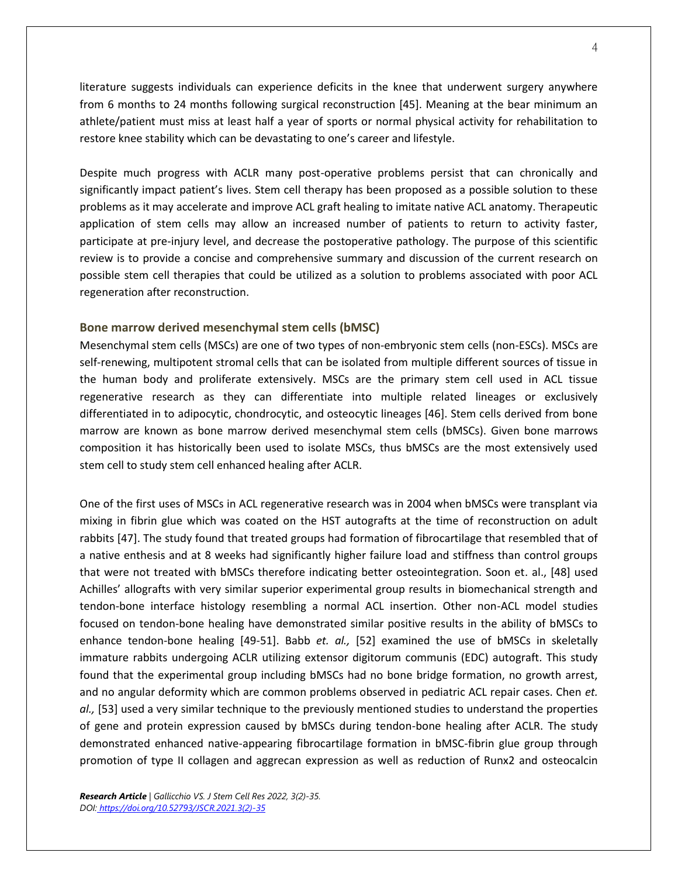literature suggests individuals can experience deficits in the knee that underwent surgery anywhere from 6 months to 24 months following surgical reconstruction [45]. Meaning at the bear minimum an athlete/patient must miss at least half a year of sports or normal physical activity for rehabilitation to restore knee stability which can be devastating to one's career and lifestyle.

Despite much progress with ACLR many post-operative problems persist that can chronically and significantly impact patient's lives. Stem cell therapy has been proposed as a possible solution to these problems as it may accelerate and improve ACL graft healing to imitate native ACL anatomy. Therapeutic application of stem cells may allow an increased number of patients to return to activity faster, participate at pre-injury level, and decrease the postoperative pathology. The purpose of this scientific review is to provide a concise and comprehensive summary and discussion of the current research on possible stem cell therapies that could be utilized as a solution to problems associated with poor ACL regeneration after reconstruction.

## Bone marrow derived mesenchymal stem cells (bMSC)

Mesenchymal stem cells (MSCs) are one of two types of non-embryonic stem cells (non-ESCs). MSCs are self-renewing, multipotent stromal cells that can be isolated from multiple different sources of tissue in the human body and proliferate extensively. MSCs are the primary stem cell used in ACL tissue regenerative research as they can differentiate into multiple related lineages or exclusively differentiated in to adipocytic, chondrocytic, and osteocytic lineages [46]. Stem cells derived from bone marrow are known as bone marrow derived mesenchymal stem cells (bMSCs). Given bone marrows composition it has historically been used to isolate MSCs, thus bMSCs are the most extensively used stem cell to study stem cell enhanced healing after ACLR.

One of the first uses of MSCs in ACL regenerative research was in 2004 when bMSCs were transplant via mixing in fibrin glue which was coated on the HST autografts at the time of reconstruction on adult rabbits [47]. The study found that treated groups had formation of fibrocartilage that resembled that of a native enthesis and at 8 weeks had significantly higher failure load and stiffness than control groups that were not treated with bMSCs therefore indicating better osteointegration. Soon et. al., [48] used Achilles' allografts with very similar superior experimental group results in biomechanical strength and tendon-bone interface histology resembling a normal ACL insertion. Other non-ACL model studies focused on tendon-bone healing have demonstrated similar positive results in the ability of bMSCs to enhance tendon-bone healing [49-51]. Babb *et. al.,* [52] examined the use of bMSCs in skeletally immature rabbits undergoing ACLR utilizing extensor digitorum communis (EDC) autograft. This study found that the experimental group including bMSCs had no bone bridge formation, no growth arrest, and no angular deformity which are common problems observed in pediatric ACL repair cases. Chen *et. al.,* [53] used a very similar technique to the previously mentioned studies to understand the properties of gene and protein expression caused by bMSCs during tendon-bone healing after ACLR. The study demonstrated enhanced native-appearing fibrocartilage formation in bMSC-fibrin glue group through promotion of type II collagen and aggrecan expression as well as reduction of Runx2 and osteocalcin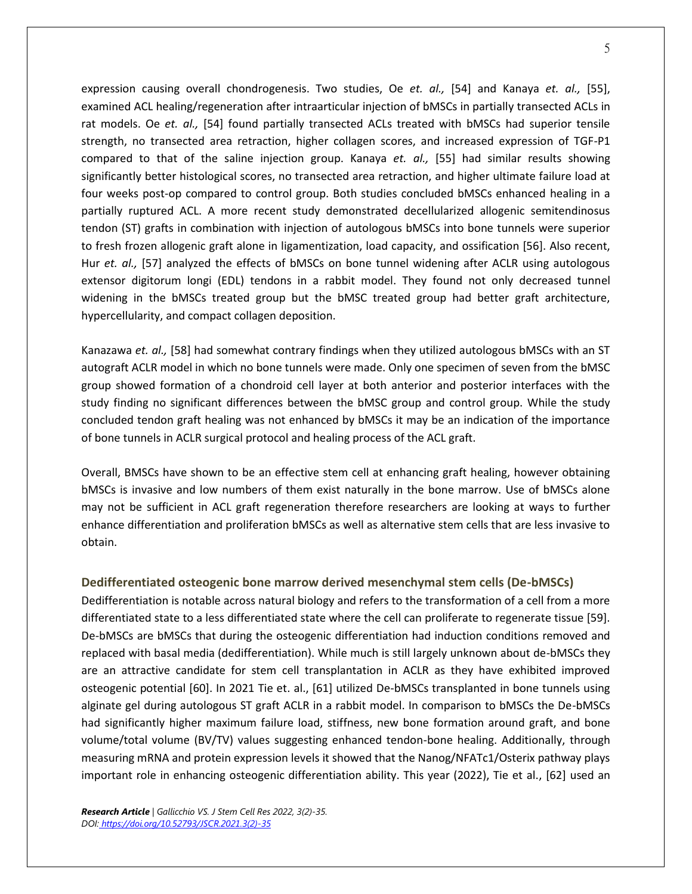expression causing overall chondrogenesis. Two studies, Oe *et. al.,* [54] and Kanaya *et. al.,* [55], examined ACL healing/regeneration after intraarticular injection of bMSCs in partially transected ACLs in rat models. Oe *et. al.,* [54] found partially transected ACLs treated with bMSCs had superior tensile strength, no transected area retraction, higher collagen scores, and increased expression of TGF-P1 compared to that of the saline injection group. Kanaya *et. al.,* [55] had similar results showing significantly better histological scores, no transected area retraction, and higher ultimate failure load at four weeks post-op compared to control group. Both studies concluded bMSCs enhanced healing in a partially ruptured ACL. A more recent study demonstrated decellularized allogenic semitendinosus tendon (ST) grafts in combination with injection of autologous bMSCs into bone tunnels were superior to fresh frozen allogenic graft alone in ligamentization, load capacity, and ossification [56]. Also recent, Hur *et. al.,* [57] analyzed the effects of bMSCs on bone tunnel widening after ACLR using autologous extensor digitorum longi (EDL) tendons in a rabbit model. They found not only decreased tunnel widening in the bMSCs treated group but the bMSC treated group had better graft architecture, hypercellularity, and compact collagen deposition.

Kanazawa *et. al.,* [58] had somewhat contrary findings when they utilized autologous bMSCs with an ST autograft ACLR model in which no bone tunnels were made. Only one specimen of seven from the bMSC group showed formation of a chondroid cell layer at both anterior and posterior interfaces with the study finding no significant differences between the bMSC group and control group. While the study concluded tendon graft healing was not enhanced by bMSCs it may be an indication of the importance of bone tunnels in ACLR surgical protocol and healing process of the ACL graft.

Overall, BMSCs have shown to be an effective stem cell at enhancing graft healing, however obtaining bMSCs is invasive and low numbers of them exist naturally in the bone marrow. Use of bMSCs alone may not be sufficient in ACL graft regeneration therefore researchers are looking at ways to further enhance differentiation and proliferation bMSCs as well as alternative stem cells that are less invasive to obtain.

### Dedifferentiated osteogenic bone marrow derived mesenchymal stem cells (De-bMSCs)

Dedifferentiation is notable across natural biology and refers to the transformation of a cell from a more differentiated state to a less differentiated state where the cell can proliferate to regenerate tissue [59]. De-bMSCs are bMSCs that during the osteogenic differentiation had induction conditions removed and replaced with basal media (dedifferentiation). While much is still largely unknown about de-bMSCs they are an attractive candidate for stem cell transplantation in ACLR as they have exhibited improved osteogenic potential [60]. In 2021 Tie et. al., [61] utilized De-bMSCs transplanted in bone tunnels using alginate gel during autologous ST graft ACLR in a rabbit model. In comparison to bMSCs the De-bMSCs had significantly higher maximum failure load, stiffness, new bone formation around graft, and bone volume/total volume (BV/TV) values suggesting enhanced tendon-bone healing. Additionally, through measuring mRNA and protein expression levels it showed that the Nanog/NFATc1/Osterix pathway plays important role in enhancing osteogenic differentiation ability. This year (2022), Tie et al., [62] used an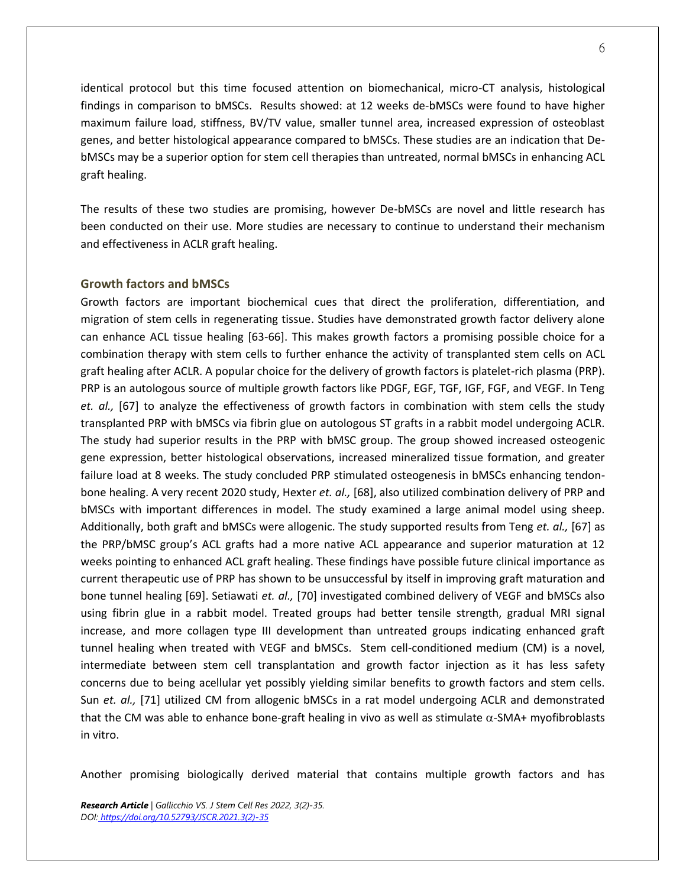identical protocol but this time focused attention on biomechanical, micro-CT analysis, histological findings in comparison to bMSCs. Results showed: at 12 weeks de-bMSCs were found to have higher maximum failure load, stiffness, BV/TV value, smaller tunnel area, increased expression of osteoblast genes, and better histological appearance compared to bMSCs. These studies are an indication that De-bMSCs may be a superior option for stem cell therapies than untreated, normal bMSCs in enhancing ACL graft healing.

The results of these two studies are promising, however De-bMSCs are novel and little research has been conducted on their use. More studies are necessary to continue to understand their mechanism and effectiveness in ACLR graft healing.

### Growth factors and bMSCs

Growth factors are important biochemical cues that direct the proliferation, differentiation, and migration of stem cells in regenerating tissue. Studies have demonstrated growth factor delivery alone can enhance ACL tissue healing [63-66]. This makes growth factors a promising possible choice for a combination therapy with stem cells to further enhance the activity of transplanted stem cells on ACL graft healing after ACLR. A popular choice for the delivery of growth factors is platelet-rich plasma (PRP). PRP is an autologous source of multiple growth factors like PDGF, EGF, TGF, IGF, FGF, and VEGF. In Teng *et. al.,* [67] to analyze the effectiveness of growth factors in combination with stem cells the study transplanted PRP with bMSCs via fibrin glue on autologous ST grafts in a rabbit model undergoing ACLR. The study had superior results in the PRP with bMSC group. The group showed increased osteogenic gene expression, better histological observations, increased mineralized tissue formation, and greater failure load at 8 weeks. The study concluded PRP stimulated osteogenesis in bMSCs enhancing tendon-bone healing. A very recent 2020 study, Hexter *et. al.,* [68], also utilized combination delivery of PRP and bMSCs with important differences in model. The study examined a large animal model using sheep. Additionally, both graft and bMSCs were allogenic. The study supported results from Teng *et. al.,* [67] as the PRP/bMSC group's ACL grafts had a more native ACL appearance and superior maturation at 12 weeks pointing to enhanced ACL graft healing. These findings have possible future clinical importance as current therapeutic use of PRP has shown to be unsuccessful by itself in improving graft maturation and bone tunnel healing [69]. Setiawati *et. al.,* [70] investigated combined delivery of VEGF and bMSCs also using fibrin glue in a rabbit model. Treated groups had better tensile strength, gradual MRI signal increase, and more collagen type III development than untreated groups indicating enhanced graft tunnel healing when treated with VEGF and bMSCs. Stem cell-conditioned medium (CM) is a novel, intermediate between stem cell transplantation and growth factor injection as it has less safety concerns due to being acellular yet possibly yielding similar benefits to growth factors and stem cells. Sun *et. al.,* [71] utilized CM from allogenic bMSCs in a rat model undergoing ACLR and demonstrated that the CM was able to enhance bone-graft healing in vivo as well as stimulate $\alpha$-SMA+ myofibroblasts in vitro.

Another promising biologically derived material that contains multiple growth factors and has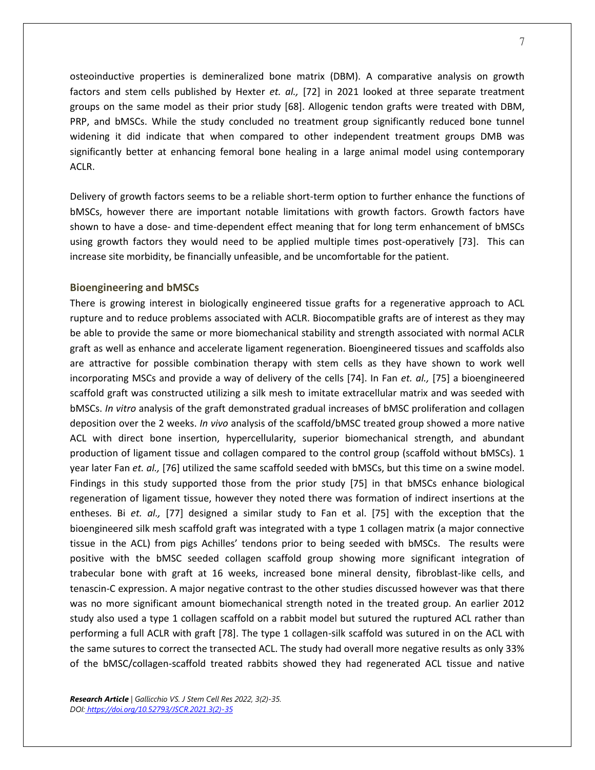osteoinductive properties is demineralized bone matrix (DBM). A comparative analysis on growth factors and stem cells published by Hexter *et. al.,* [72] in 2021 looked at three separate treatment groups on the same model as their prior study [68]. Allogenic tendon grafts were treated with DBM, PRP, and bMSCs. While the study concluded no treatment group significantly reduced bone tunnel widening it did indicate that when compared to other independent treatment groups DMB was significantly better at enhancing femoral bone healing in a large animal model using contemporary ACLR.

Delivery of growth factors seems to be a reliable short-term option to further enhance the functions of bMSCs, however there are important notable limitations with growth factors. Growth factors have shown to have a dose- and time-dependent effect meaning that for long term enhancement of bMSCs using growth factors they would need to be applied multiple times post-operatively [73]. This can increase site morbidity, be financially unfeasible, and be uncomfortable for the patient.

### Bioengineering and bMSCs

There is growing interest in biologically engineered tissue grafts for a regenerative approach to ACL rupture and to reduce problems associated with ACLR. Biocompatible grafts are of interest as they may be able to provide the same or more biomechanical stability and strength associated with normal ACLR graft as well as enhance and accelerate ligament regeneration. Bioengineered tissues and scaffolds also are attractive for possible combination therapy with stem cells as they have shown to work well incorporating MSCs and provide a way of delivery of the cells [74]. In Fan *et. al.,* [75] a bioengineered scaffold graft was constructed utilizing a silk mesh to imitate extracellular matrix and was seeded with bMSCs. *In vitro* analysis of the graft demonstrated gradual increases of bMSC proliferation and collagen deposition over the 2 weeks. *In vivo* analysis of the scaffold/bMSC treated group showed a more native ACL with direct bone insertion, hypercellularity, superior biomechanical strength, and abundant production of ligament tissue and collagen compared to the control group (scaffold without bMSCs). 1 year later Fan *et. al.,* [76] utilized the same scaffold seeded with bMSCs, but this time on a swine model. Findings in this study supported those from the prior study [75] in that bMSCs enhance biological regeneration of ligament tissue, however they noted there was formation of indirect insertions at the entheses. Bi *et. al.,* [77] designed a similar study to Fan et al. [75] with the exception that the bioengineered silk mesh scaffold graft was integrated with a type 1 collagen matrix (a major connective tissue in the ACL) from pigs Achilles' tendons prior to being seeded with bMSCs. The results were positive with the bMSC seeded collagen scaffold group showing more significant integration of trabecular bone with graft at 16 weeks, increased bone mineral density, fibroblast-like cells, and tenascin-C expression. A major negative contrast to the other studies discussed however was that there was no more significant amount biomechanical strength noted in the treated group. An earlier 2012 study also used a type 1 collagen scaffold on a rabbit model but sutured the ruptured ACL rather than performing a full ACLR with graft [78]. The type 1 collagen-silk scaffold was sutured in on the ACL with the same sutures to correct the transected ACL. The study had overall more negative results as only 33% of the bMSC/collagen-scaffold treated rabbits showed they had regenerated ACL tissue and native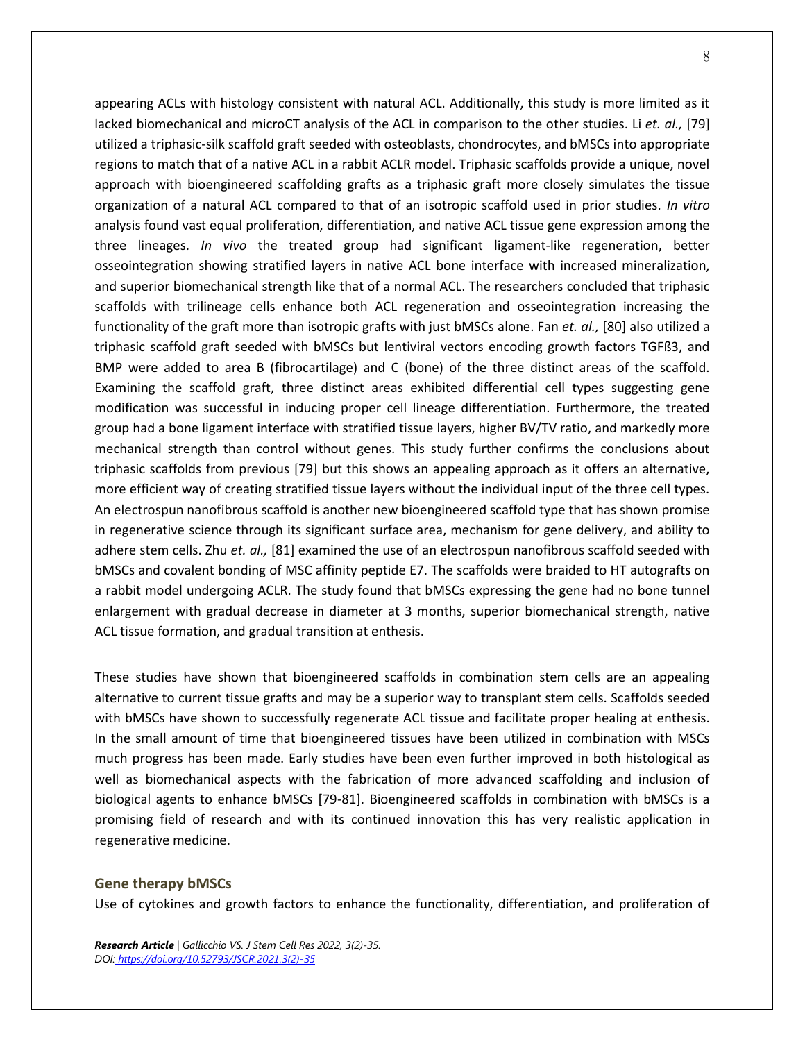appearing ACLs with histology consistent with natural ACL. Additionally, this study is more limited as it lacked biomechanical and microCT analysis of the ACL in comparison to the other studies. Li *et. al.,* [79] utilized a triphasic-silk scaffold graft seeded with osteoblasts, chondrocytes, and bMSCs into appropriate regions to match that of a native ACL in a rabbit ACLR model. Triphasic scaffolds provide a unique, novel approach with bioengineered scaffolding grafts as a triphasic graft more closely simulates the tissue organization of a natural ACL compared to that of an isotropic scaffold used in prior studies. *In vitro* analysis found vast equal proliferation, differentiation, and native ACL tissue gene expression among the three lineages. *In vivo* the treated group had significant ligament-like regeneration, better osseointegration showing stratified layers in native ACL bone interface with increased mineralization, and superior biomechanical strength like that of a normal ACL. The researchers concluded that triphasic scaffolds with trilineage cells enhance both ACL regeneration and osseointegration increasing the functionality of the graft more than isotropic grafts with just bMSCs alone. Fan *et. al.,* [80] also utilized a triphasic scaffold graft seeded with bMSCs but lentiviral vectors encoding growth factors TGFß3, and BMP were added to area B (fibrocartilage) and C (bone) of the three distinct areas of the scaffold. Examining the scaffold graft, three distinct areas exhibited differential cell types suggesting gene modification was successful in inducing proper cell lineage differentiation. Furthermore, the treated group had a bone ligament interface with stratified tissue layers, higher BV/TV ratio, and markedly more mechanical strength than control without genes. This study further confirms the conclusions about triphasic scaffolds from previous [79] but this shows an appealing approach as it offers an alternative, more efficient way of creating stratified tissue layers without the individual input of the three cell types. An electrospun nanofibrous scaffold is another new bioengineered scaffold type that has shown promise in regenerative science through its significant surface area, mechanism for gene delivery, and ability to adhere stem cells. Zhu *et. al.,* [81] examined the use of an electrospun nanofibrous scaffold seeded with bMSCs and covalent bonding of MSC affinity peptide E7. The scaffolds were braided to HT autografts on a rabbit model undergoing ACLR. The study found that bMSCs expressing the gene had no bone tunnel enlargement with gradual decrease in diameter at 3 months, superior biomechanical strength, native ACL tissue formation, and gradual transition at enthesis.

These studies have shown that bioengineered scaffolds in combination stem cells are an appealing alternative to current tissue grafts and may be a superior way to transplant stem cells. Scaffolds seeded with bMSCs have shown to successfully regenerate ACL tissue and facilitate proper healing at enthesis. In the small amount of time that bioengineered tissues have been utilized in combination with MSCs much progress has been made. Early studies have been even further improved in both histological as well as biomechanical aspects with the fabrication of more advanced scaffolding and inclusion of biological agents to enhance bMSCs [79-81]. Bioengineered scaffolds in combination with bMSCs is a promising field of research and with its continued innovation this has very realistic application in regenerative medicine.

### Gene therapy bMSCs

Use of cytokines and growth factors to enhance the functionality, differentiation, and proliferation of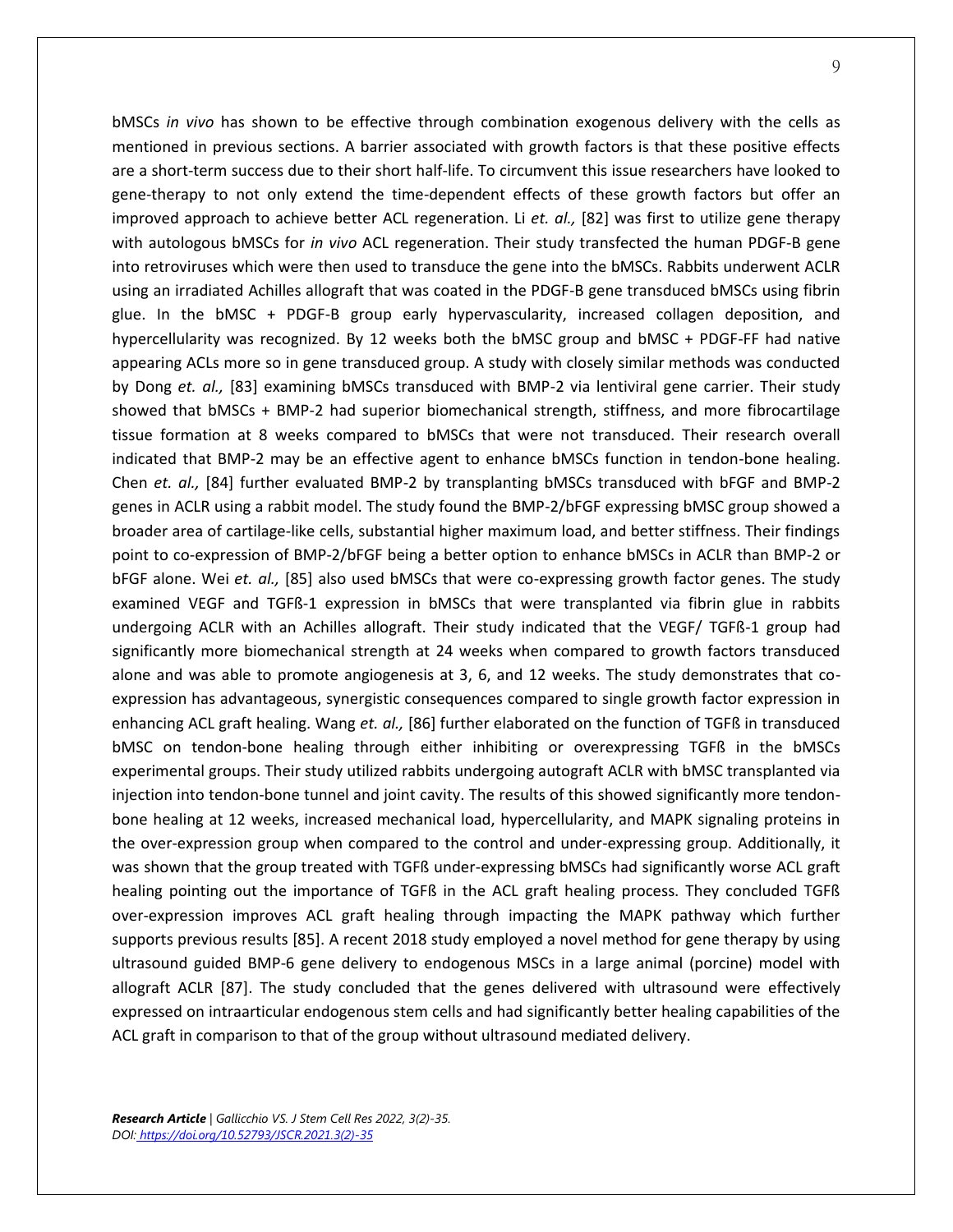bMSCs *in vivo* has shown to be effective through combination exogenous delivery with the cells as mentioned in previous sections. A barrier associated with growth factors is that these positive effects are a short-term success due to their short half-life. To circumvent this issue researchers have looked to gene-therapy to not only extend the time-dependent effects of these growth factors but offer an improved approach to achieve better ACL regeneration. Li *et. al.,* [82] was first to utilize gene therapy with autologous bMSCs for *in vivo* ACL regeneration. Their study transfected the human PDGF-B gene into retroviruses which were then used to transduce the gene into the bMSCs. Rabbits underwent ACLR using an irradiated Achilles allograft that was coated in the PDGF-B gene transduced bMSCs using fibrin glue. In the bMSC + PDGF-B group early hypervascularity, increased collagen deposition, and hypercellularity was recognized. By 12 weeks both the bMSC group and bMSC + PDGF-FF had native appearing ACLs more so in gene transduced group. A study with closely similar methods was conducted by Dong *et. al.,* [83] examining bMSCs transduced with BMP-2 via lentiviral gene carrier. Their study showed that bMSCs + BMP-2 had superior biomechanical strength, stiffness, and more fibrocartilage tissue formation at 8 weeks compared to bMSCs that were not transduced. Their research overall indicated that BMP-2 may be an effective agent to enhance bMSCs function in tendon-bone healing. Chen *et. al.,* [84] further evaluated BMP-2 by transplanting bMSCs transduced with bFGF and BMP-2 genes in ACLR using a rabbit model. The study found the BMP-2/bFGF expressing bMSC group showed a broader area of cartilage-like cells, substantial higher maximum load, and better stiffness. Their findings point to co-expression of BMP-2/bFGF being a better option to enhance bMSCs in ACLR than BMP-2 or bFGF alone. Wei *et. al.,* [85] also used bMSCs that were co-expressing growth factor genes. The study examined VEGF and TGFß-1 expression in bMSCs that were transplanted via fibrin glue in rabbits undergoing ACLR with an Achilles allograft. Their study indicated that the VEGF/ TGFß-1 group had significantly more biomechanical strength at 24 weeks when compared to growth factors transduced alone and was able to promote angiogenesis at 3, 6, and 12 weeks. The study demonstrates that co-expression has advantageous, synergistic consequences compared to single growth factor expression in enhancing ACL graft healing. Wang *et. al.,* [86] further elaborated on the function of TGFß in transduced bMSC on tendon-bone healing through either inhibiting or overexpressing TGFß in the bMSCs experimental groups. Their study utilized rabbits undergoing autograft ACLR with bMSC transplanted via injection into tendon-bone tunnel and joint cavity. The results of this showed significantly more tendon-bone healing at 12 weeks, increased mechanical load, hypercellularity, and MAPK signaling proteins in the over-expression group when compared to the control and under-expressing group. Additionally, it was shown that the group treated with TGFß under-expressing bMSCs had significantly worse ACL graft healing pointing out the importance of TGFß in the ACL graft healing process. They concluded TGFß over-expression improves ACL graft healing through impacting the MAPK pathway which further supports previous results [85]. A recent 2018 study employed a novel method for gene therapy by using ultrasound guided BMP-6 gene delivery to endogenous MSCs in a large animal (porcine) model with allograft ACLR [87]. The study concluded that the genes delivered with ultrasound were effectively expressed on intraarticular endogenous stem cells and had significantly better healing capabilities of the ACL graft in comparison to that of the group without ultrasound mediated delivery.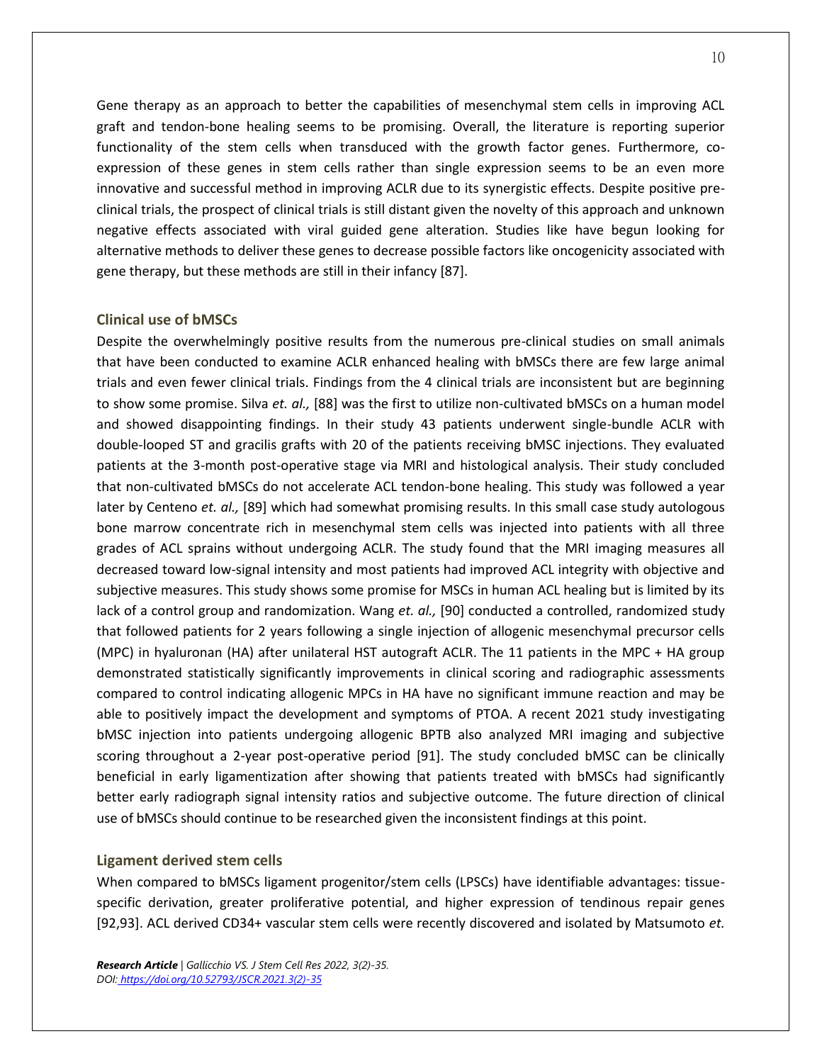Gene therapy as an approach to better the capabilities of mesenchymal stem cells in improving ACL graft and tendon-bone healing seems to be promising. Overall, the literature is reporting superior functionality of the stem cells when transduced with the growth factor genes. Furthermore, co-expression of these genes in stem cells rather than single expression seems to be an even more innovative and successful method in improving ACLR due to its synergistic effects. Despite positive pre-clinical trials, the prospect of clinical trials is still distant given the novelty of this approach and unknown negative effects associated with viral guided gene alteration. Studies like have begun looking for alternative methods to deliver these genes to decrease possible factors like oncogenicity associated with gene therapy, but these methods are still in their infancy [87].

### Clinical use of bMSCs

Despite the overwhelmingly positive results from the numerous pre-clinical studies on small animals that have been conducted to examine ACLR enhanced healing with bMSCs there are few large animal trials and even fewer clinical trials. Findings from the 4 clinical trials are inconsistent but are beginning to show some promise. Silva *et. al.,* [88] was the first to utilize non-cultivated bMSCs on a human model and showed disappointing findings. In their study 43 patients underwent single-bundle ACLR with double-looped ST and gracilis grafts with 20 of the patients receiving bMSC injections. They evaluated patients at the 3-month post-operative stage via MRI and histological analysis. Their study concluded that non-cultivated bMSCs do not accelerate ACL tendon-bone healing. This study was followed a year later by Centeno *et. al.,* [89] which had somewhat promising results. In this small case study autologous bone marrow concentrate rich in mesenchymal stem cells was injected into patients with all three grades of ACL sprains without undergoing ACLR. The study found that the MRI imaging measures all decreased toward low-signal intensity and most patients had improved ACL integrity with objective and subjective measures. This study shows some promise for MSCs in human ACL healing but is limited by its lack of a control group and randomization. Wang *et. al.,* [90] conducted a controlled, randomized study that followed patients for 2 years following a single injection of allogenic mesenchymal precursor cells (MPC) in hyaluronan (HA) after unilateral HST autograft ACLR. The 11 patients in the MPC + HA group demonstrated statistically significantly improvements in clinical scoring and radiographic assessments compared to control indicating allogenic MPCs in HA have no significant immune reaction and may be able to positively impact the development and symptoms of PTOA. A recent 2021 study investigating bMSC injection into patients undergoing allogenic BPTB also analyzed MRI imaging and subjective scoring throughout a 2-year post-operative period [91]. The study concluded bMSC can be clinically beneficial in early ligamentization after showing that patients treated with bMSCs had significantly better early radiograph signal intensity ratios and subjective outcome. The future direction of clinical use of bMSCs should continue to be researched given the inconsistent findings at this point.

### Ligament derived stem cells

When compared to bMSCs ligament progenitor/stem cells (LPSCs) have identifiable advantages: tissue-specific derivation, greater proliferative potential, and higher expression of tendinous repair genes [92,93]. ACL derived CD34+ vascular stem cells were recently discovered and isolated by Matsumoto *et.*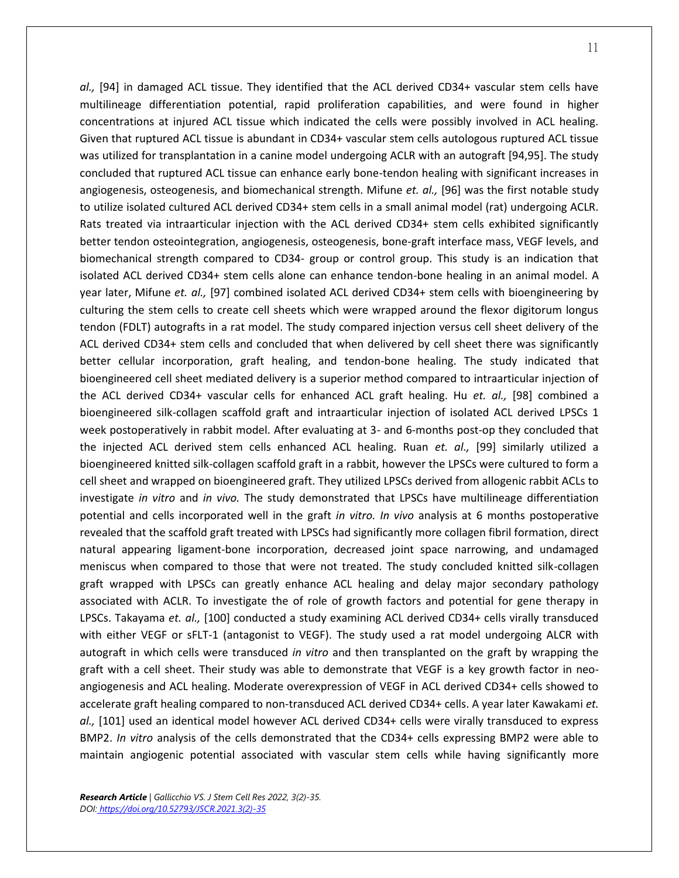*al.,* [94] in damaged ACL tissue. They identified that the ACL derived CD34+ vascular stem cells have multilineage differentiation potential, rapid proliferation capabilities, and were found in higher concentrations at injured ACL tissue which indicated the cells were possibly involved in ACL healing. Given that ruptured ACL tissue is abundant in CD34+ vascular stem cells autologous ruptured ACL tissue was utilized for transplantation in a canine model undergoing ACLR with an autograft [94,95]. The study concluded that ruptured ACL tissue can enhance early bone-tendon healing with significant increases in angiogenesis, osteogenesis, and biomechanical strength. Mifune *et. al.,* [96] was the first notable study to utilize isolated cultured ACL derived CD34+ stem cells in a small animal model (rat) undergoing ACLR. Rats treated via intraarticular injection with the ACL derived CD34+ stem cells exhibited significantly better tendon osteointegration, angiogenesis, osteogenesis, bone-graft interface mass, VEGF levels, and biomechanical strength compared to CD34- group or control group. This study is an indication that isolated ACL derived CD34+ stem cells alone can enhance tendon-bone healing in an animal model. A year later, Mifune *et. al.,* [97] combined isolated ACL derived CD34+ stem cells with bioengineering by culturing the stem cells to create cell sheets which were wrapped around the flexor digitorum longus tendon (FDLT) autografts in a rat model. The study compared injection versus cell sheet delivery of the ACL derived CD34+ stem cells and concluded that when delivered by cell sheet there was significantly better cellular incorporation, graft healing, and tendon-bone healing. The study indicated that bioengineered cell sheet mediated delivery is a superior method compared to intraarticular injection of the ACL derived CD34+ vascular cells for enhanced ACL graft healing. Hu *et. al.,* [98] combined a bioengineered silk-collagen scaffold graft and intraarticular injection of isolated ACL derived LPSCs 1 week postoperatively in rabbit model. After evaluating at 3- and 6-months post-op they concluded that the injected ACL derived stem cells enhanced ACL healing. Ruan *et. al.,* [99] similarly utilized a bioengineered knitted silk-collagen scaffold graft in a rabbit, however the LPSCs were cultured to form a cell sheet and wrapped on bioengineered graft. They utilized LPSCs derived from allogenic rabbit ACLs to investigate *in vitro* and *in vivo.* The study demonstrated that LPSCs have multilineage differentiation potential and cells incorporated well in the graft *in vitro. In vivo* analysis at 6 months postoperative revealed that the scaffold graft treated with LPSCs had significantly more collagen fibril formation, direct natural appearing ligament-bone incorporation, decreased joint space narrowing, and undamaged meniscus when compared to those that were not treated. The study concluded knitted silk-collagen graft wrapped with LPSCs can greatly enhance ACL healing and delay major secondary pathology associated with ACLR. To investigate the of role of growth factors and potential for gene therapy in LPSCs. Takayama *et. al.,* [100] conducted a study examining ACL derived CD34+ cells virally transduced with either VEGF or sFLT-1 (antagonist to VEGF). The study used a rat model undergoing ALCR with autograft in which cells were transduced *in vitro* and then transplanted on the graft by wrapping the graft with a cell sheet. Their study was able to demonstrate that VEGF is a key growth factor in neo-angiogenesis and ACL healing. Moderate overexpression of VEGF in ACL derived CD34+ cells showed to accelerate graft healing compared to non-transduced ACL derived CD34+ cells. A year later Kawakami *et. al.,* [101] used an identical model however ACL derived CD34+ cells were virally transduced to express BMP2. *In vitro* analysis of the cells demonstrated that the CD34+ cells expressing BMP2 were able to maintain angiogenic potential associated with vascular stem cells while having significantly more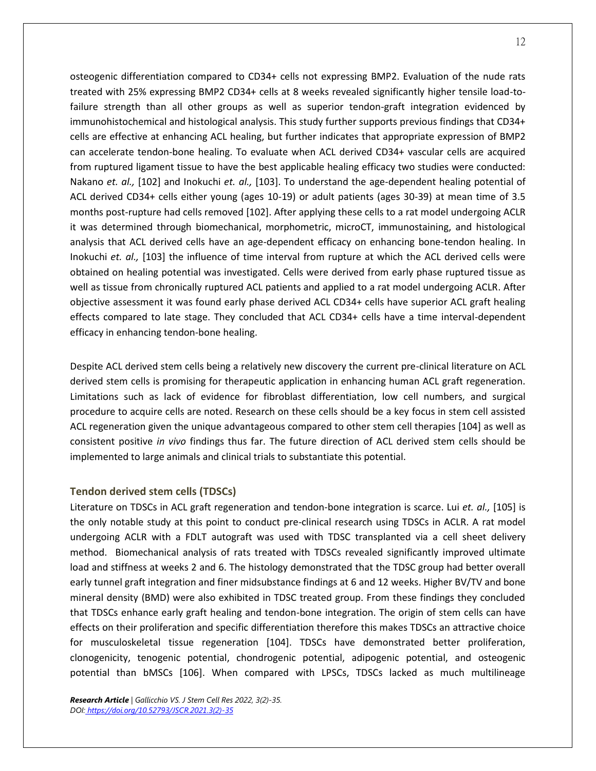osteogenic differentiation compared to CD34+ cells not expressing BMP2. Evaluation of the nude rats treated with 25% expressing BMP2 CD34+ cells at 8 weeks revealed significantly higher tensile load-to-failure strength than all other groups as well as superior tendon-graft integration evidenced by immunohistochemical and histological analysis. This study further supports previous findings that CD34+ cells are effective at enhancing ACL healing, but further indicates that appropriate expression of BMP2 can accelerate tendon-bone healing. To evaluate when ACL derived CD34+ vascular cells are acquired from ruptured ligament tissue to have the best applicable healing efficacy two studies were conducted: Nakano *et. al.,* [102] and Inokuchi *et. al.,* [103]. To understand the age-dependent healing potential of ACL derived CD34+ cells either young (ages 10-19) or adult patients (ages 30-39) at mean time of 3.5 months post-rupture had cells removed [102]. After applying these cells to a rat model undergoing ACLR it was determined through biomechanical, morphometric, microCT, immunostaining, and histological analysis that ACL derived cells have an age-dependent efficacy on enhancing bone-tendon healing. In Inokuchi *et. al.,* [103] the influence of time interval from rupture at which the ACL derived cells were obtained on healing potential was investigated. Cells were derived from early phase ruptured tissue as well as tissue from chronically ruptured ACL patients and applied to a rat model undergoing ACLR. After objective assessment it was found early phase derived ACL CD34+ cells have superior ACL graft healing effects compared to late stage. They concluded that ACL CD34+ cells have a time interval-dependent efficacy in enhancing tendon-bone healing.

Despite ACL derived stem cells being a relatively new discovery the current pre-clinical literature on ACL derived stem cells is promising for therapeutic application in enhancing human ACL graft regeneration. Limitations such as lack of evidence for fibroblast differentiation, low cell numbers, and surgical procedure to acquire cells are noted. Research on these cells should be a key focus in stem cell assisted ACL regeneration given the unique advantageous compared to other stem cell therapies [104] as well as consistent positive *in vivo* findings thus far. The future direction of ACL derived stem cells should be implemented to large animals and clinical trials to substantiate this potential.

### Tendon derived stem cells (TDSCs)

Literature on TDSCs in ACL graft regeneration and tendon-bone integration is scarce. Lui *et. al.,* [105] is the only notable study at this point to conduct pre-clinical research using TDSCs in ACLR. A rat model undergoing ACLR with a FDLT autograft was used with TDSC transplanted via a cell sheet delivery method. Biomechanical analysis of rats treated with TDSCs revealed significantly improved ultimate load and stiffness at weeks 2 and 6. The histology demonstrated that the TDSC group had better overall early tunnel graft integration and finer midsubstance findings at 6 and 12 weeks. Higher BV/TV and bone mineral density (BMD) were also exhibited in TDSC treated group. From these findings they concluded that TDSCs enhance early graft healing and tendon-bone integration. The origin of stem cells can have effects on their proliferation and specific differentiation therefore this makes TDSCs an attractive choice for musculoskeletal tissue regeneration [104]. TDSCs have demonstrated better proliferation, clonogenicity, tenogenic potential, chondrogenic potential, adipogenic potential, and osteogenic potential than bMSCs [106]. When compared with LPSCs, TDSCs lacked as much multilineage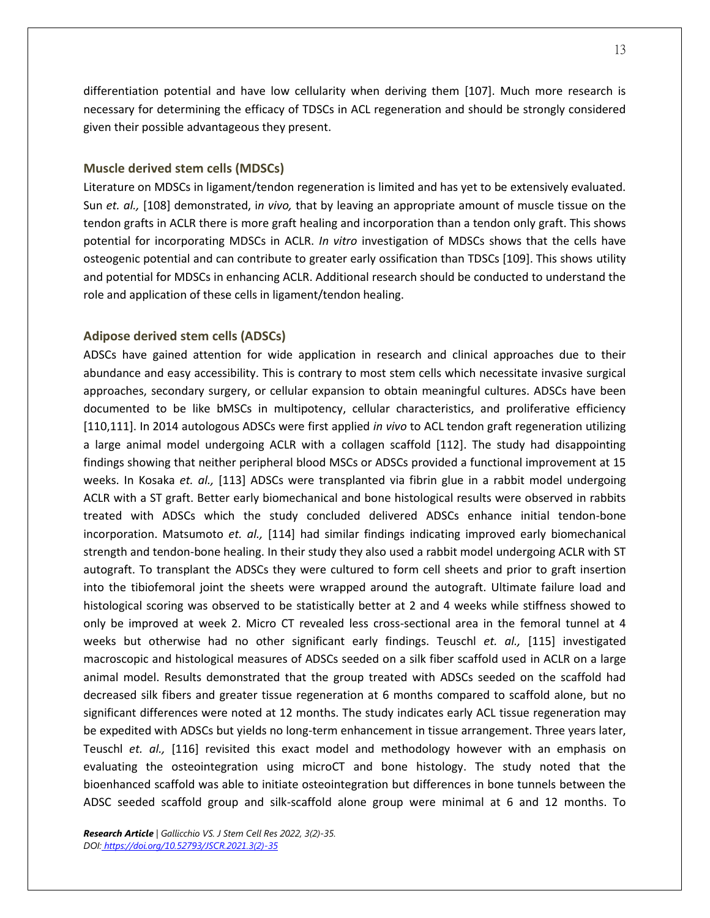differentiation potential and have low cellularity when deriving them [107]. Much more research is necessary for determining the efficacy of TDSCs in ACL regeneration and should be strongly considered given their possible advantageous they present.

### Muscle derived stem cells (MDSCs)

Literature on MDSCs in ligament/tendon regeneration is limited and has yet to be extensively evaluated. Sun *et. al.,* [108] demonstrated, i*n vivo,* that by leaving an appropriate amount of muscle tissue on the tendon grafts in ACLR there is more graft healing and incorporation than a tendon only graft. This shows potential for incorporating MDSCs in ACLR. *In vitro* investigation of MDSCs shows that the cells have osteogenic potential and can contribute to greater early ossification than TDSCs [109]. This shows utility and potential for MDSCs in enhancing ACLR. Additional research should be conducted to understand the role and application of these cells in ligament/tendon healing.

### Adipose derived stem cells (ADSCs)

ADSCs have gained attention for wide application in research and clinical approaches due to their abundance and easy accessibility. This is contrary to most stem cells which necessitate invasive surgical approaches, secondary surgery, or cellular expansion to obtain meaningful cultures. ADSCs have been documented to be like bMSCs in multipotency, cellular characteristics, and proliferative efficiency [110,111]. In 2014 autologous ADSCs were first applied *in vivo* to ACL tendon graft regeneration utilizing a large animal model undergoing ACLR with a collagen scaffold [112]. The study had disappointing findings showing that neither peripheral blood MSCs or ADSCs provided a functional improvement at 15 weeks. In Kosaka *et. al.,* [113] ADSCs were transplanted via fibrin glue in a rabbit model undergoing ACLR with a ST graft. Better early biomechanical and bone histological results were observed in rabbits treated with ADSCs which the study concluded delivered ADSCs enhance initial tendon-bone incorporation. Matsumoto *et. al.,* [114] had similar findings indicating improved early biomechanical strength and tendon-bone healing. In their study they also used a rabbit model undergoing ACLR with ST autograft. To transplant the ADSCs they were cultured to form cell sheets and prior to graft insertion into the tibiofemoral joint the sheets were wrapped around the autograft. Ultimate failure load and histological scoring was observed to be statistically better at 2 and 4 weeks while stiffness showed to only be improved at week 2. Micro CT revealed less cross-sectional area in the femoral tunnel at 4 weeks but otherwise had no other significant early findings. Teuschl *et. al.,* [115] investigated macroscopic and histological measures of ADSCs seeded on a silk fiber scaffold used in ACLR on a large animal model. Results demonstrated that the group treated with ADSCs seeded on the scaffold had decreased silk fibers and greater tissue regeneration at 6 months compared to scaffold alone, but no significant differences were noted at 12 months. The study indicates early ACL tissue regeneration may be expedited with ADSCs but yields no long-term enhancement in tissue arrangement. Three years later, Teuschl *et. al.,* [116] revisited this exact model and methodology however with an emphasis on evaluating the osteointegration using microCT and bone histology. The study noted that the bioenhanced scaffold was able to initiate osteointegration but differences in bone tunnels between the ADSC seeded scaffold group and silk-scaffold alone group were minimal at 6 and 12 months. To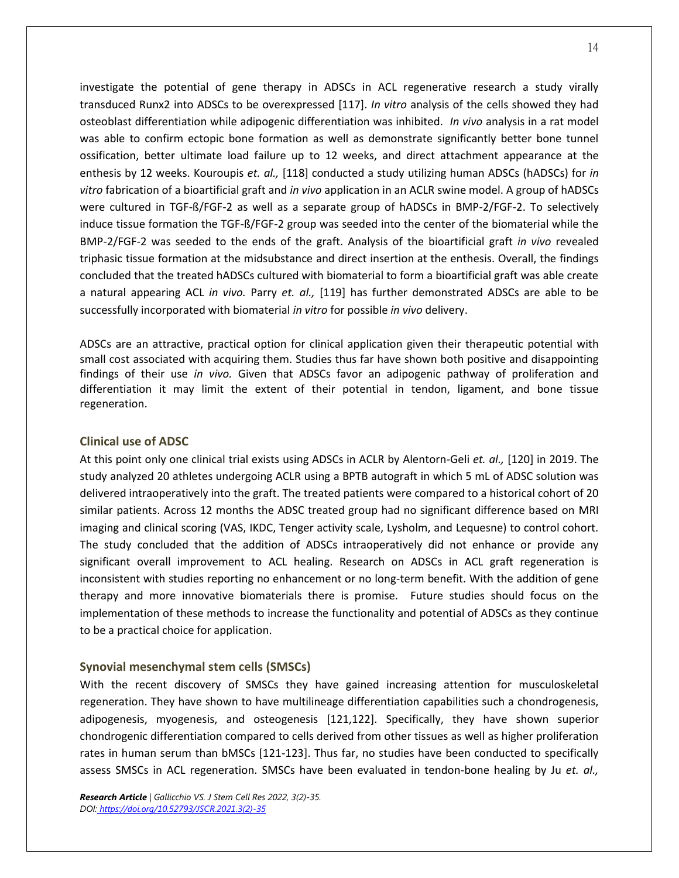investigate the potential of gene therapy in ADSCs in ACL regenerative research a study virally transduced Runx2 into ADSCs to be overexpressed [117]. *In vitro* analysis of the cells showed they had osteoblast differentiation while adipogenic differentiation was inhibited. *In vivo* analysis in a rat model was able to confirm ectopic bone formation as well as demonstrate significantly better bone tunnel ossification, better ultimate load failure up to 12 weeks, and direct attachment appearance at the enthesis by 12 weeks. Kouroupis *et. al.,* [118] conducted a study utilizing human ADSCs (hADSCs) for *in vitro* fabrication of a bioartificial graft and *in vivo* application in an ACLR swine model. A group of hADSCs were cultured in TGF-ß/FGF-2 as well as a separate group of hADSCs in BMP-2/FGF-2. To selectively induce tissue formation the TGF-ß/FGF-2 group was seeded into the center of the biomaterial while the BMP-2/FGF-2 was seeded to the ends of the graft. Analysis of the bioartificial graft *in vivo* revealed triphasic tissue formation at the midsubstance and direct insertion at the enthesis. Overall, the findings concluded that the treated hADSCs cultured with biomaterial to form a bioartificial graft was able create a natural appearing ACL *in vivo.* Parry *et. al.,* [119] has further demonstrated ADSCs are able to be successfully incorporated with biomaterial *in vitro* for possible *in vivo* delivery.

ADSCs are an attractive, practical option for clinical application given their therapeutic potential with small cost associated with acquiring them. Studies thus far have shown both positive and disappointing findings of their use *in vivo.* Given that ADSCs favor an adipogenic pathway of proliferation and differentiation it may limit the extent of their potential in tendon, ligament, and bone tissue regeneration.

### Clinical use of ADSC

At this point only one clinical trial exists using ADSCs in ACLR by Alentorn-Geli *et. al.,* [120] in 2019. The study analyzed 20 athletes undergoing ACLR using a BPTB autograft in which 5 mL of ADSC solution was delivered intraoperatively into the graft. The treated patients were compared to a historical cohort of 20 similar patients. Across 12 months the ADSC treated group had no significant difference based on MRI imaging and clinical scoring (VAS, IKDC, Tenger activity scale, Lysholm, and Lequesne) to control cohort. The study concluded that the addition of ADSCs intraoperatively did not enhance or provide any significant overall improvement to ACL healing. Research on ADSCs in ACL graft regeneration is inconsistent with studies reporting no enhancement or no long-term benefit. With the addition of gene therapy and more innovative biomaterials there is promise. Future studies should focus on the implementation of these methods to increase the functionality and potential of ADSCs as they continue to be a practical choice for application.

### Synovial mesenchymal stem cells (SMSCs)

With the recent discovery of SMSCs they have gained increasing attention for musculoskeletal regeneration. They have shown to have multilineage differentiation capabilities such a chondrogenesis, adipogenesis, myogenesis, and osteogenesis [121,122]. Specifically, they have shown superior chondrogenic differentiation compared to cells derived from other tissues as well as higher proliferation rates in human serum than bMSCs [121-123]. Thus far, no studies have been conducted to specifically assess SMSCs in ACL regeneration. SMSCs have been evaluated in tendon-bone healing by Ju *et. al.,*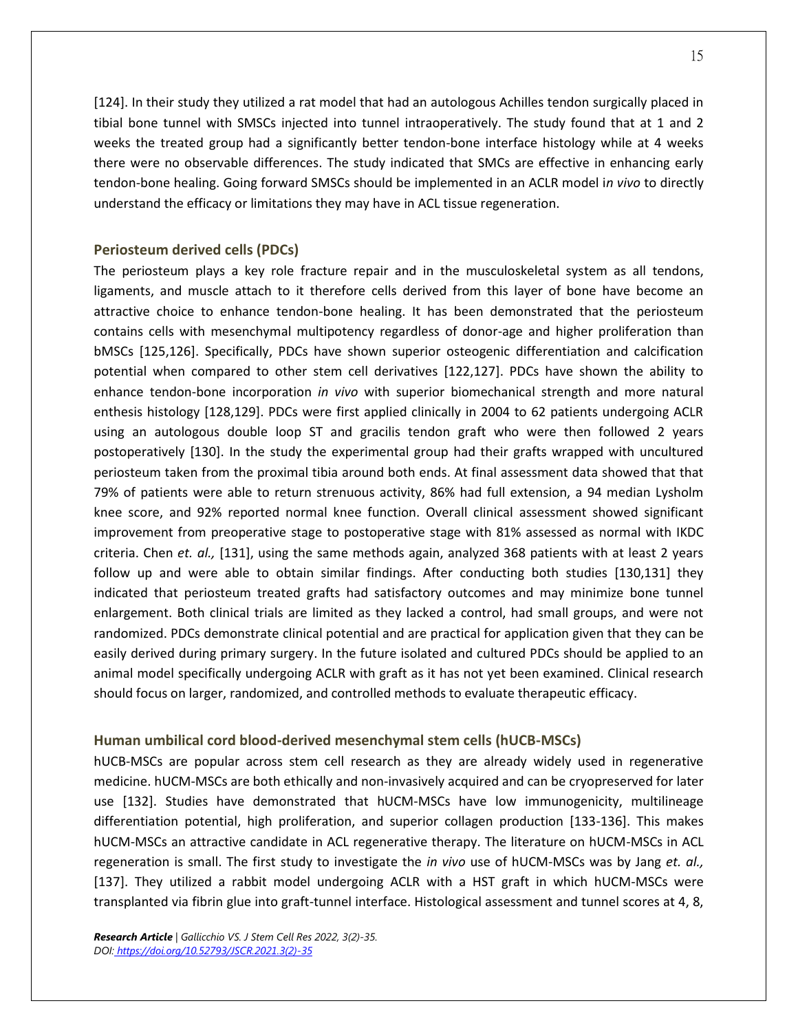[124]. In their study they utilized a rat model that had an autologous Achilles tendon surgically placed in tibial bone tunnel with SMSCs injected into tunnel intraoperatively. The study found that at 1 and 2 weeks the treated group had a significantly better tendon-bone interface histology while at 4 weeks there were no observable differences. The study indicated that SMCs are effective in enhancing early tendon-bone healing. Going forward SMSCs should be implemented in an ACLR model i*n vivo* to directly understand the efficacy or limitations they may have in ACL tissue regeneration.

### Periosteum derived cells (PDCs)

The periosteum plays a key role fracture repair and in the musculoskeletal system as all tendons, ligaments, and muscle attach to it therefore cells derived from this layer of bone have become an attractive choice to enhance tendon-bone healing. It has been demonstrated that the periosteum contains cells with mesenchymal multipotency regardless of donor-age and higher proliferation than bMSCs [125,126]. Specifically, PDCs have shown superior osteogenic differentiation and calcification potential when compared to other stem cell derivatives [122,127]. PDCs have shown the ability to enhance tendon-bone incorporation *in vivo* with superior biomechanical strength and more natural enthesis histology [128,129]. PDCs were first applied clinically in 2004 to 62 patients undergoing ACLR using an autologous double loop ST and gracilis tendon graft who were then followed 2 years postoperatively [130]. In the study the experimental group had their grafts wrapped with uncultured periosteum taken from the proximal tibia around both ends. At final assessment data showed that that 79% of patients were able to return strenuous activity, 86% had full extension, a 94 median Lysholm knee score, and 92% reported normal knee function. Overall clinical assessment showed significant improvement from preoperative stage to postoperative stage with 81% assessed as normal with IKDC criteria. Chen *et. al.,* [131], using the same methods again, analyzed 368 patients with at least 2 years follow up and were able to obtain similar findings. After conducting both studies [130,131] they indicated that periosteum treated grafts had satisfactory outcomes and may minimize bone tunnel enlargement. Both clinical trials are limited as they lacked a control, had small groups, and were not randomized. PDCs demonstrate clinical potential and are practical for application given that they can be easily derived during primary surgery. In the future isolated and cultured PDCs should be applied to an animal model specifically undergoing ACLR with graft as it has not yet been examined. Clinical research should focus on larger, randomized, and controlled methods to evaluate therapeutic efficacy.

### Human umbilical cord blood-derived mesenchymal stem cells (hUCB-MSCs)

hUCB-MSCs are popular across stem cell research as they are already widely used in regenerative medicine. hUCM-MSCs are both ethically and non-invasively acquired and can be cryopreserved for later use [132]. Studies have demonstrated that hUCM-MSCs have low immunogenicity, multilineage differentiation potential, high proliferation, and superior collagen production [133-136]. This makes hUCM-MSCs an attractive candidate in ACL regenerative therapy. The literature on hUCM-MSCs in ACL regeneration is small. The first study to investigate the *in vivo* use of hUCM-MSCs was by Jang *et. al.,* [137]. They utilized a rabbit model undergoing ACLR with a HST graft in which hUCM-MSCs were transplanted via fibrin glue into graft-tunnel interface. Histological assessment and tunnel scores at 4, 8,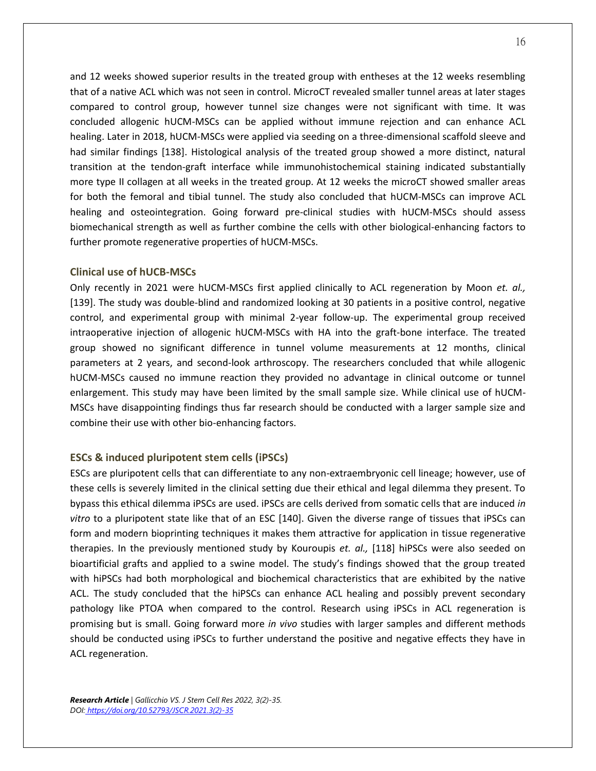and 12 weeks showed superior results in the treated group with entheses at the 12 weeks resembling that of a native ACL which was not seen in control. MicroCT revealed smaller tunnel areas at later stages compared to control group, however tunnel size changes were not significant with time. It was concluded allogenic hUCM-MSCs can be applied without immune rejection and can enhance ACL healing. Later in 2018, hUCM-MSCs were applied via seeding on a three-dimensional scaffold sleeve and had similar findings [138]. Histological analysis of the treated group showed a more distinct, natural transition at the tendon-graft interface while immunohistochemical staining indicated substantially more type II collagen at all weeks in the treated group. At 12 weeks the microCT showed smaller areas for both the femoral and tibial tunnel. The study also concluded that hUCM-MSCs can improve ACL healing and osteointegration. Going forward pre-clinical studies with hUCM-MSCs should assess biomechanical strength as well as further combine the cells with other biological-enhancing factors to further promote regenerative properties of hUCM-MSCs.

### Clinical use of hUCB-MSCs

Only recently in 2021 were hUCM-MSCs first applied clinically to ACL regeneration by Moon *et. al.,* [139]. The study was double-blind and randomized looking at 30 patients in a positive control, negative control, and experimental group with minimal 2-year follow-up. The experimental group received intraoperative injection of allogenic hUCM-MSCs with HA into the graft-bone interface. The treated group showed no significant difference in tunnel volume measurements at 12 months, clinical parameters at 2 years, and second-look arthroscopy. The researchers concluded that while allogenic hUCM-MSCs caused no immune reaction they provided no advantage in clinical outcome or tunnel enlargement. This study may have been limited by the small sample size. While clinical use of hUCM-MSCs have disappointing findings thus far research should be conducted with a larger sample size and combine their use with other bio-enhancing factors.

### ESCs & induced pluripotent stem cells (iPSCs)

ESCs are pluripotent cells that can differentiate to any non-extraembryonic cell lineage; however, use of these cells is severely limited in the clinical setting due their ethical and legal dilemma they present. To bypass this ethical dilemma iPSCs are used. iPSCs are cells derived from somatic cells that are induced *in vitro* to a pluripotent state like that of an ESC [140]. Given the diverse range of tissues that iPSCs can form and modern bioprinting techniques it makes them attractive for application in tissue regenerative therapies. In the previously mentioned study by Kouroupis *et. al.,* [118] hiPSCs were also seeded on bioartificial grafts and applied to a swine model. The study's findings showed that the group treated with hiPSCs had both morphological and biochemical characteristics that are exhibited by the native ACL. The study concluded that the hiPSCs can enhance ACL healing and possibly prevent secondary pathology like PTOA when compared to the control. Research using iPSCs in ACL regeneration is promising but is small. Going forward more *in vivo* studies with larger samples and different methods should be conducted using iPSCs to further understand the positive and negative effects they have in ACL regeneration.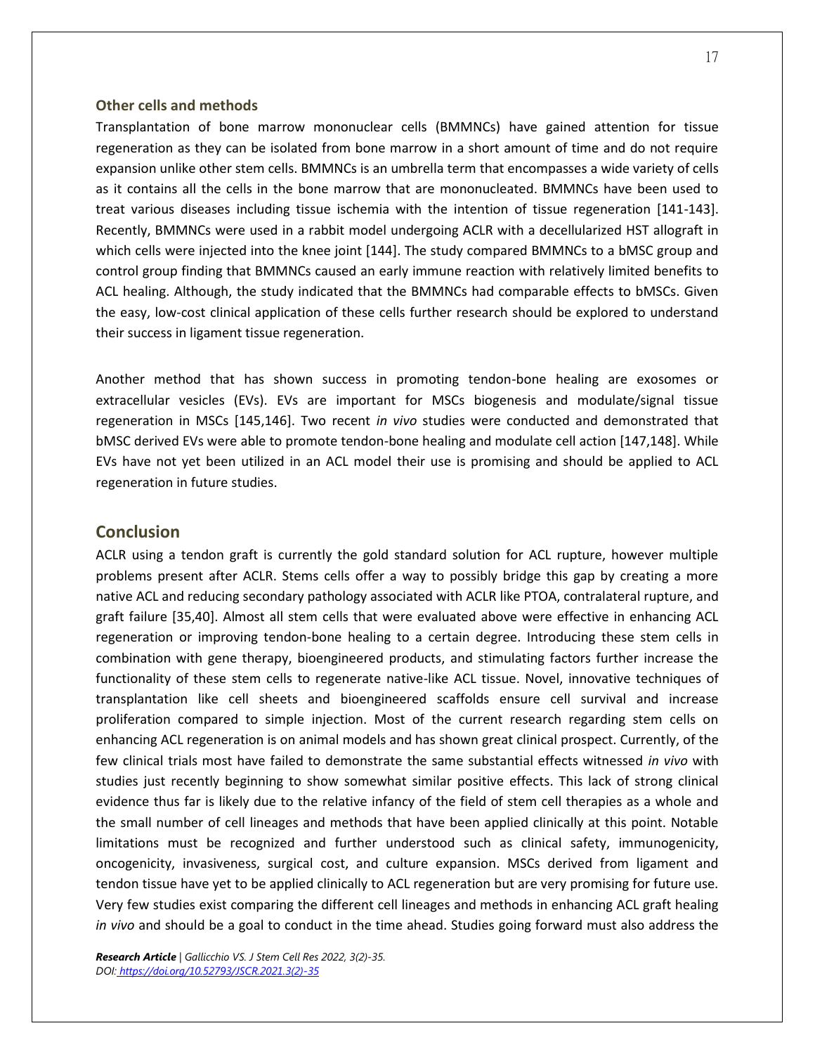### Other cells and methods

Transplantation of bone marrow mononuclear cells (BMMNCs) have gained attention for tissue regeneration as they can be isolated from bone marrow in a short amount of time and do not require expansion unlike other stem cells. BMMNCs is an umbrella term that encompasses a wide variety of cells as it contains all the cells in the bone marrow that are mononucleated. BMMNCs have been used to treat various diseases including tissue ischemia with the intention of tissue regeneration [141-143]. Recently, BMMNCs were used in a rabbit model undergoing ACLR with a decellularized HST allograft in which cells were injected into the knee joint [144]. The study compared BMMNCs to a bMSC group and control group finding that BMMNCs caused an early immune reaction with relatively limited benefits to ACL healing. Although, the study indicated that the BMMNCs had comparable effects to bMSCs. Given the easy, low-cost clinical application of these cells further research should be explored to understand their success in ligament tissue regeneration.

Another method that has shown success in promoting tendon-bone healing are exosomes or extracellular vesicles (EVs). EVs are important for MSCs biogenesis and modulate/signal tissue regeneration in MSCs [145,146]. Two recent *in vivo* studies were conducted and demonstrated that bMSC derived EVs were able to promote tendon-bone healing and modulate cell action [147,148]. While EVs have not yet been utilized in an ACL model their use is promising and should be applied to ACL regeneration in future studies.

## Conclusion

ACLR using a tendon graft is currently the gold standard solution for ACL rupture, however multiple problems present after ACLR. Stems cells offer a way to possibly bridge this gap by creating a more native ACL and reducing secondary pathology associated with ACLR like PTOA, contralateral rupture, and graft failure [35,40]. Almost all stem cells that were evaluated above were effective in enhancing ACL regeneration or improving tendon-bone healing to a certain degree. Introducing these stem cells in combination with gene therapy, bioengineered products, and stimulating factors further increase the functionality of these stem cells to regenerate native-like ACL tissue. Novel, innovative techniques of transplantation like cell sheets and bioengineered scaffolds ensure cell survival and increase proliferation compared to simple injection. Most of the current research regarding stem cells on enhancing ACL regeneration is on animal models and has shown great clinical prospect. Currently, of the few clinical trials most have failed to demonstrate the same substantial effects witnessed *in vivo* with studies just recently beginning to show somewhat similar positive effects. This lack of strong clinical evidence thus far is likely due to the relative infancy of the field of stem cell therapies as a whole and the small number of cell lineages and methods that have been applied clinically at this point. Notable limitations must be recognized and further understood such as clinical safety, immunogenicity, oncogenicity, invasiveness, surgical cost, and culture expansion. MSCs derived from ligament and tendon tissue have yet to be applied clinically to ACL regeneration but are very promising for future use. Very few studies exist comparing the different cell lineages and methods in enhancing ACL graft healing *in vivo* and should be a goal to conduct in the time ahead. Studies going forward must also address the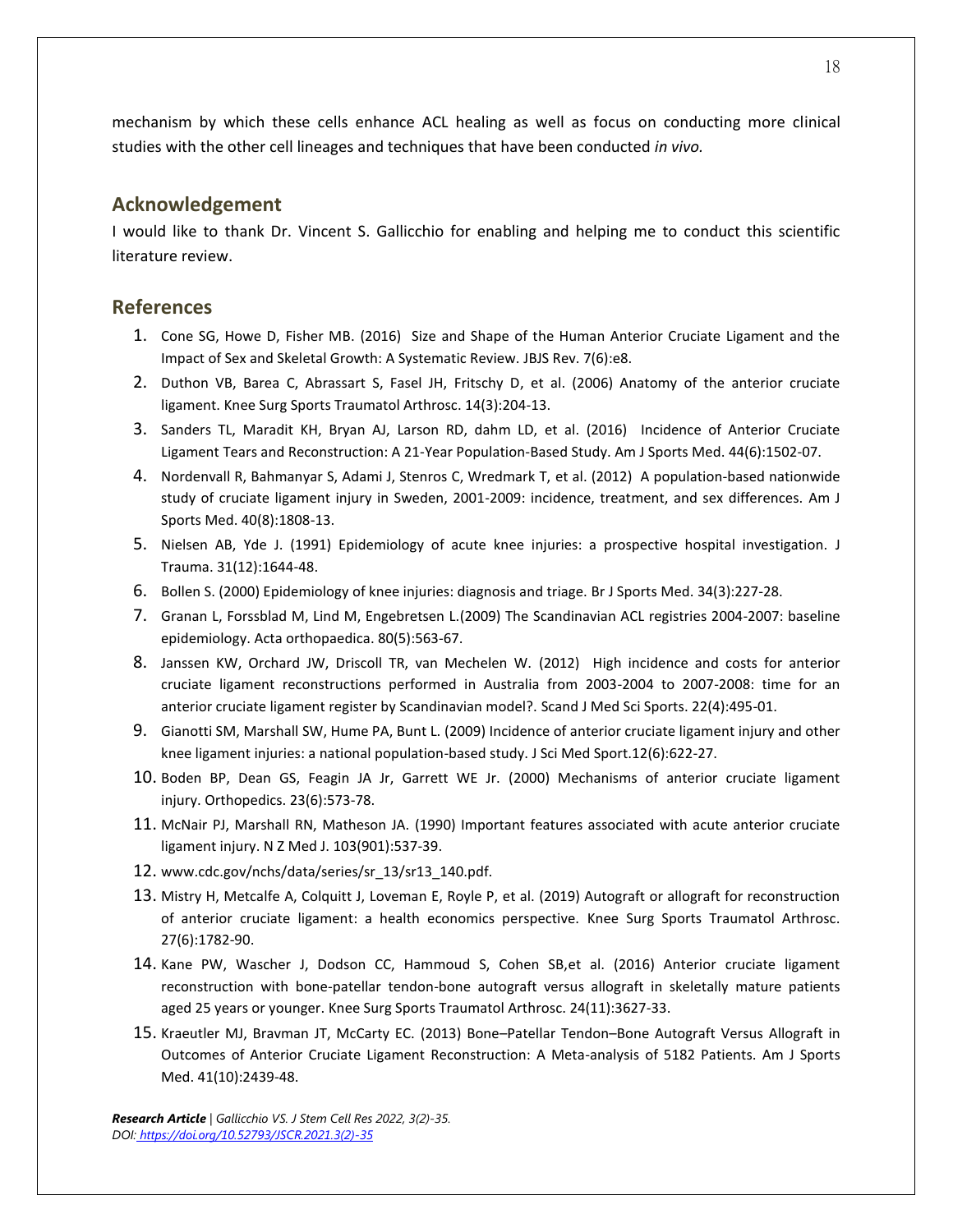mechanism by which these cells enhance ACL healing as well as focus on conducting more clinical studies with the other cell lineages and techniques that have been conducted *in vivo.*

## Acknowledgement

I would like to thank Dr. Vincent S. Gallicchio for enabling and helping me to conduct this scientific literature review.

## References

1. Cone SG, Howe D, Fisher MB. (2016) Size and Shape of the Human Anterior Cruciate Ligament and the Impact of Sex and Skeletal Growth: A Systematic Review. JBJS Rev. 7(6):e8.
2. Duthon VB, Barea C, Abrassart S, Fasel JH, Fritschy D, et al. (2006) Anatomy of the anterior cruciate ligament. Knee Surg Sports Traumatol Arthrosc. 14(3):204-13.
3. Sanders TL, Maradit KH, Bryan AJ, Larson RD, dahm LD, et al. (2016) Incidence of Anterior Cruciate Ligament Tears and Reconstruction: A 21-Year Population-Based Study. Am J Sports Med. 44(6):1502-07.
4. Nordenvall R, Bahmanyar S, Adami J, Stenros C, Wredmark T, et al. (2012) A population-based nationwide study of cruciate ligament injury in Sweden, 2001-2009: incidence, treatment, and sex differences. Am J Sports Med. 40(8):1808-13.
5. Nielsen AB, Yde J. (1991) Epidemiology of acute knee injuries: a prospective hospital investigation. J Trauma. 31(12):1644-48.
6. Bollen S. (2000) Epidemiology of knee injuries: diagnosis and triage. Br J Sports Med. 34(3):227-28.
7. Granan L, Forssblad M, Lind M, Engebretsen L.(2009) The Scandinavian ACL registries 2004-2007: baseline epidemiology. Acta orthopaedica. 80(5):563-67.
8. Janssen KW, Orchard JW, Driscoll TR, van Mechelen W. (2012) High incidence and costs for anterior cruciate ligament reconstructions performed in Australia from 2003-2004 to 2007-2008: time for an anterior cruciate ligament register by Scandinavian model?. Scand J Med Sci Sports. 22(4):495-01.
9. Gianotti SM, Marshall SW, Hume PA, Bunt L. (2009) Incidence of anterior cruciate ligament injury and other knee ligament injuries: a national population-based study. J Sci Med Sport.12(6):622-27.
10. Boden BP, Dean GS, Feagin JA Jr, Garrett WE Jr. (2000) Mechanisms of anterior cruciate ligament injury. Orthopedics. 23(6):573-78.
11. McNair PJ, Marshall RN, Matheson JA. (1990) Important features associated with acute anterior cruciate ligament injury. N Z Med J. 103(901):537-39.
12. www.cdc.gov/nchs/data/series/sr_13/sr13_140.pdf.
13. Mistry H, Metcalfe A, Colquitt J, Loveman E, Royle P, et al. (2019) Autograft or allograft for reconstruction of anterior cruciate ligament: a health economics perspective. Knee Surg Sports Traumatol Arthrosc. 27(6):1782-90.
14. Kane PW, Wascher J, Dodson CC, Hammoud S, Cohen SB,et al. (2016) Anterior cruciate ligament reconstruction with bone-patellar tendon-bone autograft versus allograft in skeletally mature patients aged 25 years or younger. Knee Surg Sports Traumatol Arthrosc. 24(11):3627-33.
15. Kraeutler MJ, Bravman JT, McCarty EC. (2013) Bone–Patellar Tendon–Bone Autograft Versus Allograft in Outcomes of Anterior Cruciate Ligament Reconstruction: A Meta-analysis of 5182 Patients. Am J Sports Med. 41(10):2439-48.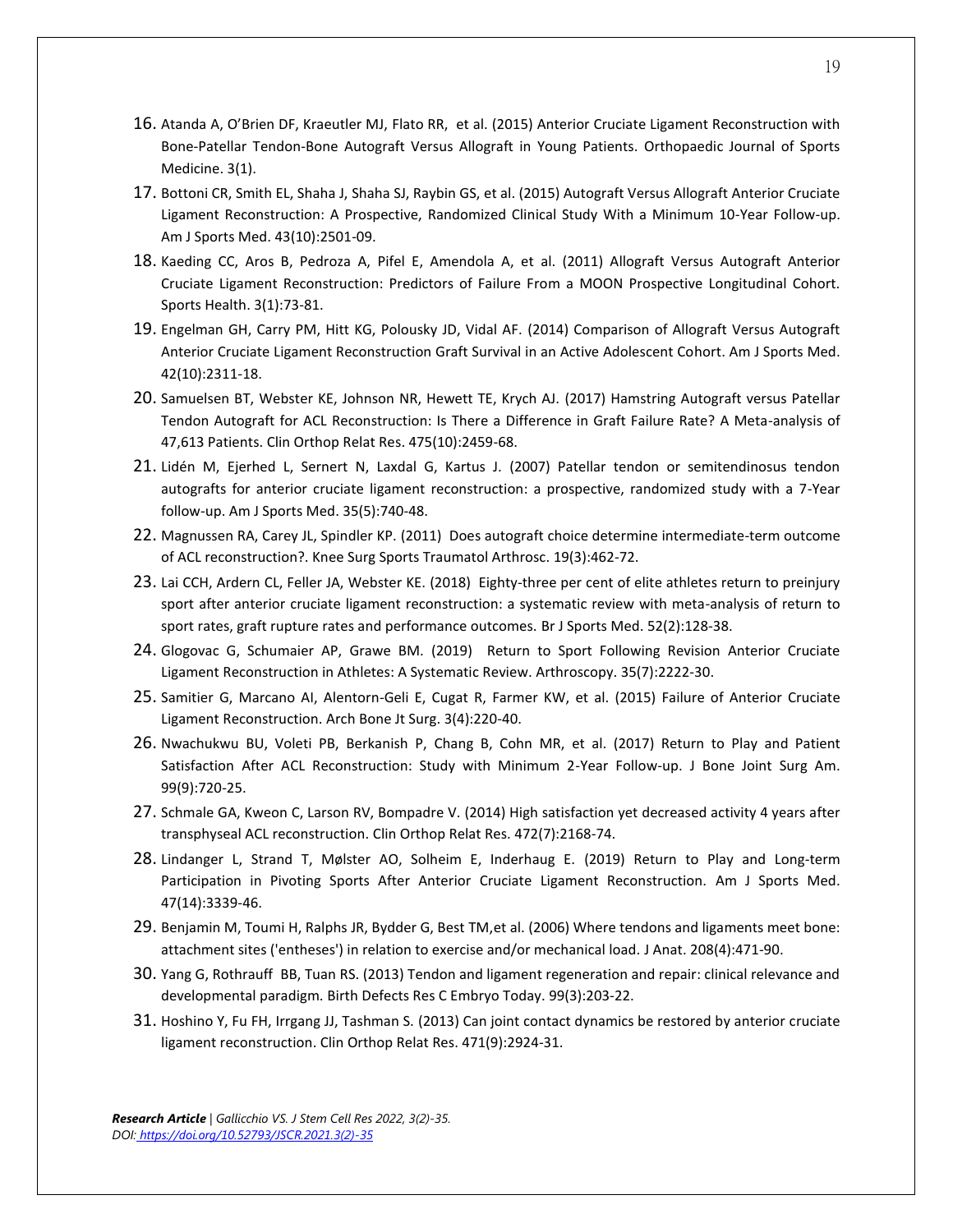16. Atanda A, O'Brien DF, Kraeutler MJ, Flato RR, et al. (2015) Anterior Cruciate Ligament Reconstruction with Bone-Patellar Tendon-Bone Autograft Versus Allograft in Young Patients. Orthopaedic Journal of Sports Medicine. 3(1).
17. Bottoni CR, Smith EL, Shaha J, Shaha SJ, Raybin GS, et al. (2015) Autograft Versus Allograft Anterior Cruciate Ligament Reconstruction: A Prospective, Randomized Clinical Study With a Minimum 10-Year Follow-up. Am J Sports Med. 43(10):2501-09.
18. Kaeding CC, Aros B, Pedroza A, Pifel E, Amendola A, et al. (2011) Allograft Versus Autograft Anterior Cruciate Ligament Reconstruction: Predictors of Failure From a MOON Prospective Longitudinal Cohort. Sports Health. 3(1):73-81.
19. Engelman GH, Carry PM, Hitt KG, Polousky JD, Vidal AF. (2014) Comparison of Allograft Versus Autograft Anterior Cruciate Ligament Reconstruction Graft Survival in an Active Adolescent Cohort. Am J Sports Med. 42(10):2311-18.
20. Samuelsen BT, Webster KE, Johnson NR, Hewett TE, Krych AJ. (2017) Hamstring Autograft versus Patellar Tendon Autograft for ACL Reconstruction: Is There a Difference in Graft Failure Rate? A Meta-analysis of 47,613 Patients. Clin Orthop Relat Res. 475(10):2459-68.
21. Lidén M, Ejerhed L, Sernert N, Laxdal G, Kartus J. (2007) Patellar tendon or semitendinosus tendon autografts for anterior cruciate ligament reconstruction: a prospective, randomized study with a 7-Year follow-up. Am J Sports Med. 35(5):740-48.
22. Magnussen RA, Carey JL, Spindler KP. (2011) Does autograft choice determine intermediate-term outcome of ACL reconstruction?. Knee Surg Sports Traumatol Arthrosc. 19(3):462-72.
23. Lai CCH, Ardern CL, Feller JA, Webster KE. (2018) Eighty-three per cent of elite athletes return to preinjury sport after anterior cruciate ligament reconstruction: a systematic review with meta-analysis of return to sport rates, graft rupture rates and performance outcomes. Br J Sports Med. 52(2):128-38.
24. Glogovac G, Schumaier AP, Grawe BM. (2019) Return to Sport Following Revision Anterior Cruciate Ligament Reconstruction in Athletes: A Systematic Review. Arthroscopy. 35(7):2222-30.
25. Samitier G, Marcano AI, Alentorn-Geli E, Cugat R, Farmer KW, et al. (2015) Failure of Anterior Cruciate Ligament Reconstruction. Arch Bone Jt Surg. 3(4):220-40.
26. Nwachukwu BU, Voleti PB, Berkanish P, Chang B, Cohn MR, et al. (2017) Return to Play and Patient Satisfaction After ACL Reconstruction: Study with Minimum 2-Year Follow-up. J Bone Joint Surg Am. 99(9):720-25.
27. Schmale GA, Kweon C, Larson RV, Bompadre V. (2014) High satisfaction yet decreased activity 4 years after transphyseal ACL reconstruction. Clin Orthop Relat Res. 472(7):2168-74.
28. Lindanger L, Strand T, Mølster AO, Solheim E, Inderhaug E. (2019) Return to Play and Long-term Participation in Pivoting Sports After Anterior Cruciate Ligament Reconstruction. Am J Sports Med. 47(14):3339-46.
29. Benjamin M, Toumi H, Ralphs JR, Bydder G, Best TM,et al. (2006) Where tendons and ligaments meet bone: attachment sites ('entheses') in relation to exercise and/or mechanical load. J Anat. 208(4):471-90.
30. Yang G, Rothrauff BB, Tuan RS. (2013) Tendon and ligament regeneration and repair: clinical relevance and developmental paradigm. Birth Defects Res C Embryo Today. 99(3):203-22.
31. Hoshino Y, Fu FH, Irrgang JJ, Tashman S. (2013) Can joint contact dynamics be restored by anterior cruciate ligament reconstruction. Clin Orthop Relat Res. 471(9):2924-31.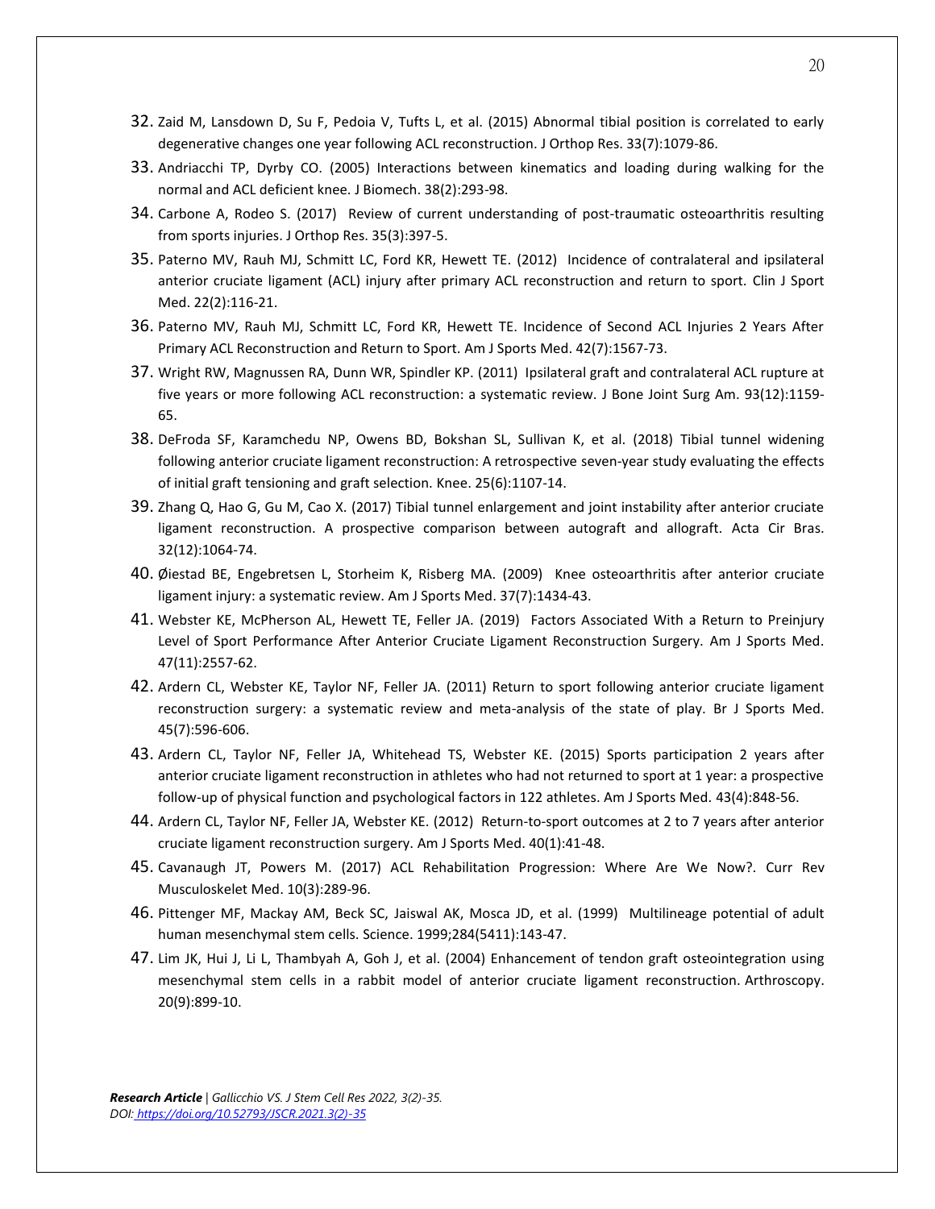32. Zaid M, Lansdown D, Su F, Pedoia V, Tufts L, et al. (2015) Abnormal tibial position is correlated to early degenerative changes one year following ACL reconstruction. J Orthop Res. 33(7):1079-86.
33. Andriacchi TP, Dyrby CO. (2005) Interactions between kinematics and loading during walking for the normal and ACL deficient knee. J Biomech. 38(2):293-98.
34. Carbone A, Rodeo S. (2017) Review of current understanding of post-traumatic osteoarthritis resulting from sports injuries. J Orthop Res. 35(3):397-5.
35. Paterno MV, Rauh MJ, Schmitt LC, Ford KR, Hewett TE. (2012) Incidence of contralateral and ipsilateral anterior cruciate ligament (ACL) injury after primary ACL reconstruction and return to sport. Clin J Sport Med. 22(2):116-21.
36. Paterno MV, Rauh MJ, Schmitt LC, Ford KR, Hewett TE. Incidence of Second ACL Injuries 2 Years After Primary ACL Reconstruction and Return to Sport. Am J Sports Med. 42(7):1567-73.
37. Wright RW, Magnussen RA, Dunn WR, Spindler KP. (2011) Ipsilateral graft and contralateral ACL rupture at five years or more following ACL reconstruction: a systematic review. J Bone Joint Surg Am. 93(12):1159-65.
38. DeFroda SF, Karamchedu NP, Owens BD, Bokshan SL, Sullivan K, et al. (2018) Tibial tunnel widening following anterior cruciate ligament reconstruction: A retrospective seven-year study evaluating the effects of initial graft tensioning and graft selection. Knee. 25(6):1107-14.
39. Zhang Q, Hao G, Gu M, Cao X. (2017) Tibial tunnel enlargement and joint instability after anterior cruciate ligament reconstruction. A prospective comparison between autograft and allograft. Acta Cir Bras. 32(12):1064-74.
40. Øiestad BE, Engebretsen L, Storheim K, Risberg MA. (2009) Knee osteoarthritis after anterior cruciate ligament injury: a systematic review. Am J Sports Med. 37(7):1434-43.
41. Webster KE, McPherson AL, Hewett TE, Feller JA. (2019) Factors Associated With a Return to Preinjury Level of Sport Performance After Anterior Cruciate Ligament Reconstruction Surgery. Am J Sports Med. 47(11):2557-62.
42. Ardern CL, Webster KE, Taylor NF, Feller JA. (2011) Return to sport following anterior cruciate ligament reconstruction surgery: a systematic review and meta-analysis of the state of play. Br J Sports Med. 45(7):596-606.
43. Ardern CL, Taylor NF, Feller JA, Whitehead TS, Webster KE. (2015) Sports participation 2 years after anterior cruciate ligament reconstruction in athletes who had not returned to sport at 1 year: a prospective follow-up of physical function and psychological factors in 122 athletes. Am J Sports Med. 43(4):848-56.
44. Ardern CL, Taylor NF, Feller JA, Webster KE. (2012) Return-to-sport outcomes at 2 to 7 years after anterior cruciate ligament reconstruction surgery. Am J Sports Med. 40(1):41-48.
45. Cavanaugh JT, Powers M. (2017) ACL Rehabilitation Progression: Where Are We Now?. Curr Rev Musculoskelet Med. 10(3):289-96.
46. Pittenger MF, Mackay AM, Beck SC, Jaiswal AK, Mosca JD, et al. (1999) Multilineage potential of adult human mesenchymal stem cells. Science. 1999;284(5411):143-47.
47. Lim JK, Hui J, Li L, Thambyah A, Goh J, et al. (2004) Enhancement of tendon graft osteointegration using mesenchymal stem cells in a rabbit model of anterior cruciate ligament reconstruction. Arthroscopy. 20(9):899-10.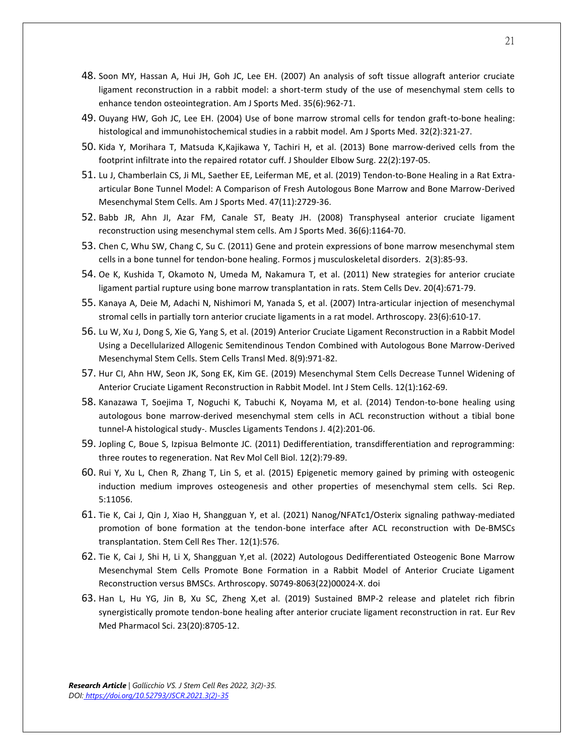48. Soon MY, Hassan A, Hui JH, Goh JC, Lee EH. (2007) An analysis of soft tissue allograft anterior cruciate ligament reconstruction in a rabbit model: a short-term study of the use of mesenchymal stem cells to enhance tendon osteointegration. Am J Sports Med. 35(6):962-71.
49. Ouyang HW, Goh JC, Lee EH. (2004) Use of bone marrow stromal cells for tendon graft-to-bone healing: histological and immunohistochemical studies in a rabbit model. Am J Sports Med. 32(2):321-27.
50. Kida Y, Morihara T, Matsuda K,Kajikawa Y, Tachiri H, et al. (2013) Bone marrow-derived cells from the footprint infiltrate into the repaired rotator cuff. J Shoulder Elbow Surg. 22(2):197-05.
51. Lu J, Chamberlain CS, Ji ML, Saether EE, Leiferman ME, et al. (2019) Tendon-to-Bone Healing in a Rat Extra-articular Bone Tunnel Model: A Comparison of Fresh Autologous Bone Marrow and Bone Marrow-Derived Mesenchymal Stem Cells. Am J Sports Med. 47(11):2729-36.
52. Babb JR, Ahn JI, Azar FM, Canale ST, Beaty JH. (2008) Transphyseal anterior cruciate ligament reconstruction using mesenchymal stem cells. Am J Sports Med. 36(6):1164-70.
53. Chen C, Whu SW, Chang C, Su C. (2011) Gene and protein expressions of bone marrow mesenchymal stem cells in a bone tunnel for tendon-bone healing. Formos j musculoskeletal disorders. 2(3):85-93.
54. Oe K, Kushida T, Okamoto N, Umeda M, Nakamura T, et al. (2011) New strategies for anterior cruciate ligament partial rupture using bone marrow transplantation in rats. Stem Cells Dev. 20(4):671-79.
55. Kanaya A, Deie M, Adachi N, Nishimori M, Yanada S, et al. (2007) Intra-articular injection of mesenchymal stromal cells in partially torn anterior cruciate ligaments in a rat model. Arthroscopy. 23(6):610-17.
56. Lu W, Xu J, Dong S, Xie G, Yang S, et al. (2019) Anterior Cruciate Ligament Reconstruction in a Rabbit Model Using a Decellularized Allogenic Semitendinous Tendon Combined with Autologous Bone Marrow-Derived Mesenchymal Stem Cells. Stem Cells Transl Med. 8(9):971-82.
57. Hur CI, Ahn HW, Seon JK, Song EK, Kim GE. (2019) Mesenchymal Stem Cells Decrease Tunnel Widening of Anterior Cruciate Ligament Reconstruction in Rabbit Model. Int J Stem Cells. 12(1):162-69.
58. Kanazawa T, Soejima T, Noguchi K, Tabuchi K, Noyama M, et al. (2014) Tendon-to-bone healing using autologous bone marrow-derived mesenchymal stem cells in ACL reconstruction without a tibial bone tunnel-A histological study-. Muscles Ligaments Tendons J. 4(2):201-06.
59. Jopling C, Boue S, Izpisua Belmonte JC. (2011) Dedifferentiation, transdifferentiation and reprogramming: three routes to regeneration. Nat Rev Mol Cell Biol. 12(2):79-89.
60. Rui Y, Xu L, Chen R, Zhang T, Lin S, et al. (2015) Epigenetic memory gained by priming with osteogenic induction medium improves osteogenesis and other properties of mesenchymal stem cells. Sci Rep. 5:11056.
61. Tie K, Cai J, Qin J, Xiao H, Shangguan Y, et al. (2021) Nanog/NFATc1/Osterix signaling pathway-mediated promotion of bone formation at the tendon-bone interface after ACL reconstruction with De-BMSCs transplantation. Stem Cell Res Ther. 12(1):576.
62. Tie K, Cai J, Shi H, Li X, Shangguan Y,et al. (2022) Autologous Dedifferentiated Osteogenic Bone Marrow Mesenchymal Stem Cells Promote Bone Formation in a Rabbit Model of Anterior Cruciate Ligament Reconstruction versus BMSCs. Arthroscopy. S0749-8063(22)00024-X. doi
63. Han L, Hu YG, Jin B, Xu SC, Zheng X,et al. (2019) Sustained BMP-2 release and platelet rich fibrin synergistically promote tendon-bone healing after anterior cruciate ligament reconstruction in rat. Eur Rev Med Pharmacol Sci. 23(20):8705-12.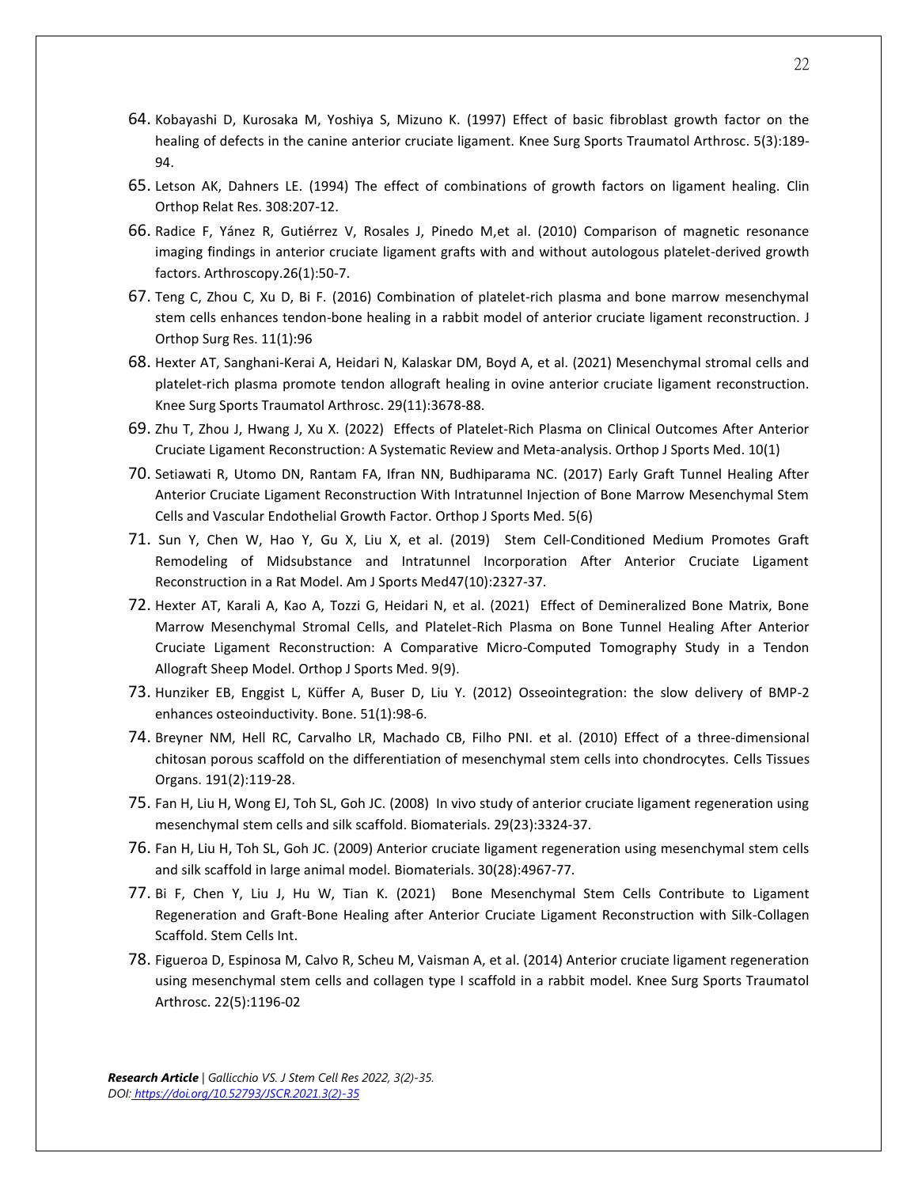64. Kobayashi D, Kurosaka M, Yoshiya S, Mizuno K. (1997) Effect of basic fibroblast growth factor on the healing of defects in the canine anterior cruciate ligament. Knee Surg Sports Traumatol Arthrosc. 5(3):189-94.
65. Letson AK, Dahners LE. (1994) The effect of combinations of growth factors on ligament healing. Clin Orthop Relat Res. 308:207-12.
66. Radice F, Yánez R, Gutiérrez V, Rosales J, Pinedo M,et al. (2010) Comparison of magnetic resonance imaging findings in anterior cruciate ligament grafts with and without autologous platelet-derived growth factors. Arthroscopy.26(1):50-7.
67. Teng C, Zhou C, Xu D, Bi F. (2016) Combination of platelet-rich plasma and bone marrow mesenchymal stem cells enhances tendon-bone healing in a rabbit model of anterior cruciate ligament reconstruction. J Orthop Surg Res. 11(1):96
68. Hexter AT, Sanghani-Kerai A, Heidari N, Kalaskar DM, Boyd A, et al. (2021) Mesenchymal stromal cells and platelet-rich plasma promote tendon allograft healing in ovine anterior cruciate ligament reconstruction. Knee Surg Sports Traumatol Arthrosc. 29(11):3678-88.
69. Zhu T, Zhou J, Hwang J, Xu X. (2022) Effects of Platelet-Rich Plasma on Clinical Outcomes After Anterior Cruciate Ligament Reconstruction: A Systematic Review and Meta-analysis. Orthop J Sports Med. 10(1)
70. Setiawati R, Utomo DN, Rantam FA, Ifran NN, Budhiparama NC. (2017) Early Graft Tunnel Healing After Anterior Cruciate Ligament Reconstruction With Intratunnel Injection of Bone Marrow Mesenchymal Stem Cells and Vascular Endothelial Growth Factor. Orthop J Sports Med. 5(6)
71. Sun Y, Chen W, Hao Y, Gu X, Liu X, et al. (2019) Stem Cell-Conditioned Medium Promotes Graft Remodeling of Midsubstance and Intratunnel Incorporation After Anterior Cruciate Ligament Reconstruction in a Rat Model. Am J Sports Med47(10):2327-37.
72. Hexter AT, Karali A, Kao A, Tozzi G, Heidari N, et al. (2021) Effect of Demineralized Bone Matrix, Bone Marrow Mesenchymal Stromal Cells, and Platelet-Rich Plasma on Bone Tunnel Healing After Anterior Cruciate Ligament Reconstruction: A Comparative Micro-Computed Tomography Study in a Tendon Allograft Sheep Model. Orthop J Sports Med. 9(9).
73. Hunziker EB, Enggist L, Küffer A, Buser D, Liu Y. (2012) Osseointegration: the slow delivery of BMP-2 enhances osteoinductivity. Bone. 51(1):98-6.
74. Breyner NM, Hell RC, Carvalho LR, Machado CB, Filho PNI. et al. (2010) Effect of a three-dimensional chitosan porous scaffold on the differentiation of mesenchymal stem cells into chondrocytes. Cells Tissues Organs. 191(2):119-28.
75. Fan H, Liu H, Wong EJ, Toh SL, Goh JC. (2008) In vivo study of anterior cruciate ligament regeneration using mesenchymal stem cells and silk scaffold. Biomaterials. 29(23):3324-37.
76. Fan H, Liu H, Toh SL, Goh JC. (2009) Anterior cruciate ligament regeneration using mesenchymal stem cells and silk scaffold in large animal model. Biomaterials. 30(28):4967-77.
77. Bi F, Chen Y, Liu J, Hu W, Tian K. (2021) Bone Mesenchymal Stem Cells Contribute to Ligament Regeneration and Graft-Bone Healing after Anterior Cruciate Ligament Reconstruction with Silk-Collagen Scaffold. Stem Cells Int.
78. Figueroa D, Espinosa M, Calvo R, Scheu M, Vaisman A, et al. (2014) Anterior cruciate ligament regeneration using mesenchymal stem cells and collagen type I scaffold in a rabbit model. Knee Surg Sports Traumatol Arthrosc. 22(5):1196-02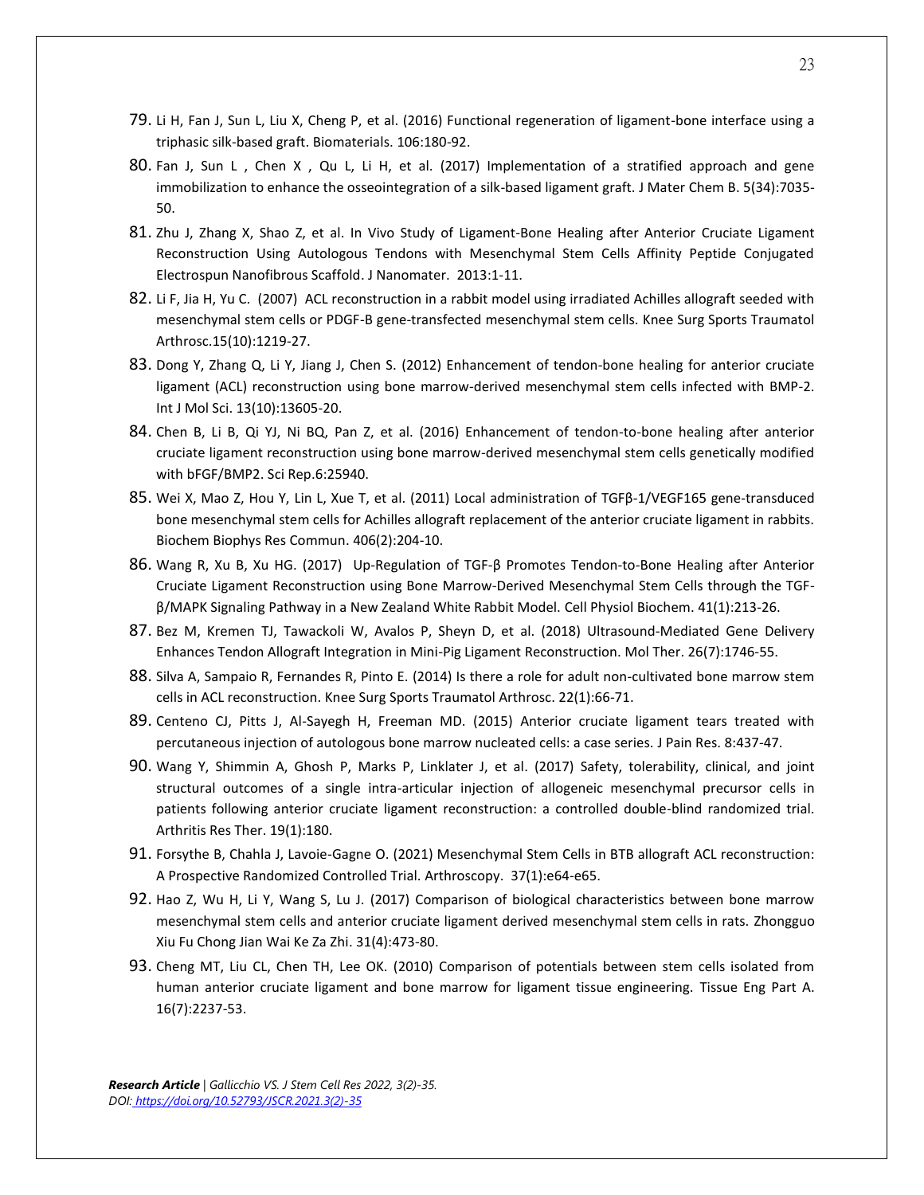79. Li H, Fan J, Sun L, Liu X, Cheng P, et al. (2016) Functional regeneration of ligament-bone interface using a triphasic silk-based graft. Biomaterials. 106:180-92.
80. Fan J, Sun L , Chen X , Qu L, Li H, et al. (2017) Implementation of a stratified approach and gene immobilization to enhance the osseointegration of a silk-based ligament graft. J Mater Chem B. 5(34):7035-50.
81. Zhu J, Zhang X, Shao Z, et al. In Vivo Study of Ligament-Bone Healing after Anterior Cruciate Ligament Reconstruction Using Autologous Tendons with Mesenchymal Stem Cells Affinity Peptide Conjugated Electrospun Nanofibrous Scaffold. J Nanomater. 2013:1-11.
82. Li F, Jia H, Yu C. (2007) ACL reconstruction in a rabbit model using irradiated Achilles allograft seeded with mesenchymal stem cells or PDGF-B gene-transfected mesenchymal stem cells. Knee Surg Sports Traumatol Arthrosc.15(10):1219-27.
83. Dong Y, Zhang Q, Li Y, Jiang J, Chen S. (2012) Enhancement of tendon-bone healing for anterior cruciate ligament (ACL) reconstruction using bone marrow-derived mesenchymal stem cells infected with BMP-2. Int J Mol Sci. 13(10):13605-20.
84. Chen B, Li B, Qi YJ, Ni BQ, Pan Z, et al. (2016) Enhancement of tendon-to-bone healing after anterior cruciate ligament reconstruction using bone marrow-derived mesenchymal stem cells genetically modified with bFGF/BMP2. Sci Rep.6:25940.
85. Wei X, Mao Z, Hou Y, Lin L, Xue T, et al. (2011) Local administration of TGFβ-1/VEGF165 gene-transduced bone mesenchymal stem cells for Achilles allograft replacement of the anterior cruciate ligament in rabbits. Biochem Biophys Res Commun. 406(2):204-10.
86. Wang R, Xu B, Xu HG. (2017) Up-Regulation of TGF-β Promotes Tendon-to-Bone Healing after Anterior Cruciate Ligament Reconstruction using Bone Marrow-Derived Mesenchymal Stem Cells through the TGF-β/MAPK Signaling Pathway in a New Zealand White Rabbit Model. Cell Physiol Biochem. 41(1):213-26.
87. Bez M, Kremen TJ, Tawackoli W, Avalos P, Sheyn D, et al. (2018) Ultrasound-Mediated Gene Delivery Enhances Tendon Allograft Integration in Mini-Pig Ligament Reconstruction. Mol Ther. 26(7):1746-55.
88. Silva A, Sampaio R, Fernandes R, Pinto E. (2014) Is there a role for adult non-cultivated bone marrow stem cells in ACL reconstruction. Knee Surg Sports Traumatol Arthrosc. 22(1):66-71.
89. Centeno CJ, Pitts J, Al-Sayegh H, Freeman MD. (2015) Anterior cruciate ligament tears treated with percutaneous injection of autologous bone marrow nucleated cells: a case series. J Pain Res. 8:437-47.
90. Wang Y, Shimmin A, Ghosh P, Marks P, Linklater J, et al. (2017) Safety, tolerability, clinical, and joint structural outcomes of a single intra-articular injection of allogeneic mesenchymal precursor cells in patients following anterior cruciate ligament reconstruction: a controlled double-blind randomized trial. Arthritis Res Ther. 19(1):180.
91. Forsythe B, Chahla J, Lavoie-Gagne O. (2021) Mesenchymal Stem Cells in BTB allograft ACL reconstruction: A Prospective Randomized Controlled Trial. Arthroscopy. 37(1):e64-e65.
92. Hao Z, Wu H, Li Y, Wang S, Lu J. (2017) Comparison of biological characteristics between bone marrow mesenchymal stem cells and anterior cruciate ligament derived mesenchymal stem cells in rats. Zhongguo Xiu Fu Chong Jian Wai Ke Za Zhi. 31(4):473-80.
93. Cheng MT, Liu CL, Chen TH, Lee OK. (2010) Comparison of potentials between stem cells isolated from human anterior cruciate ligament and bone marrow for ligament tissue engineering. Tissue Eng Part A. 16(7):2237-53.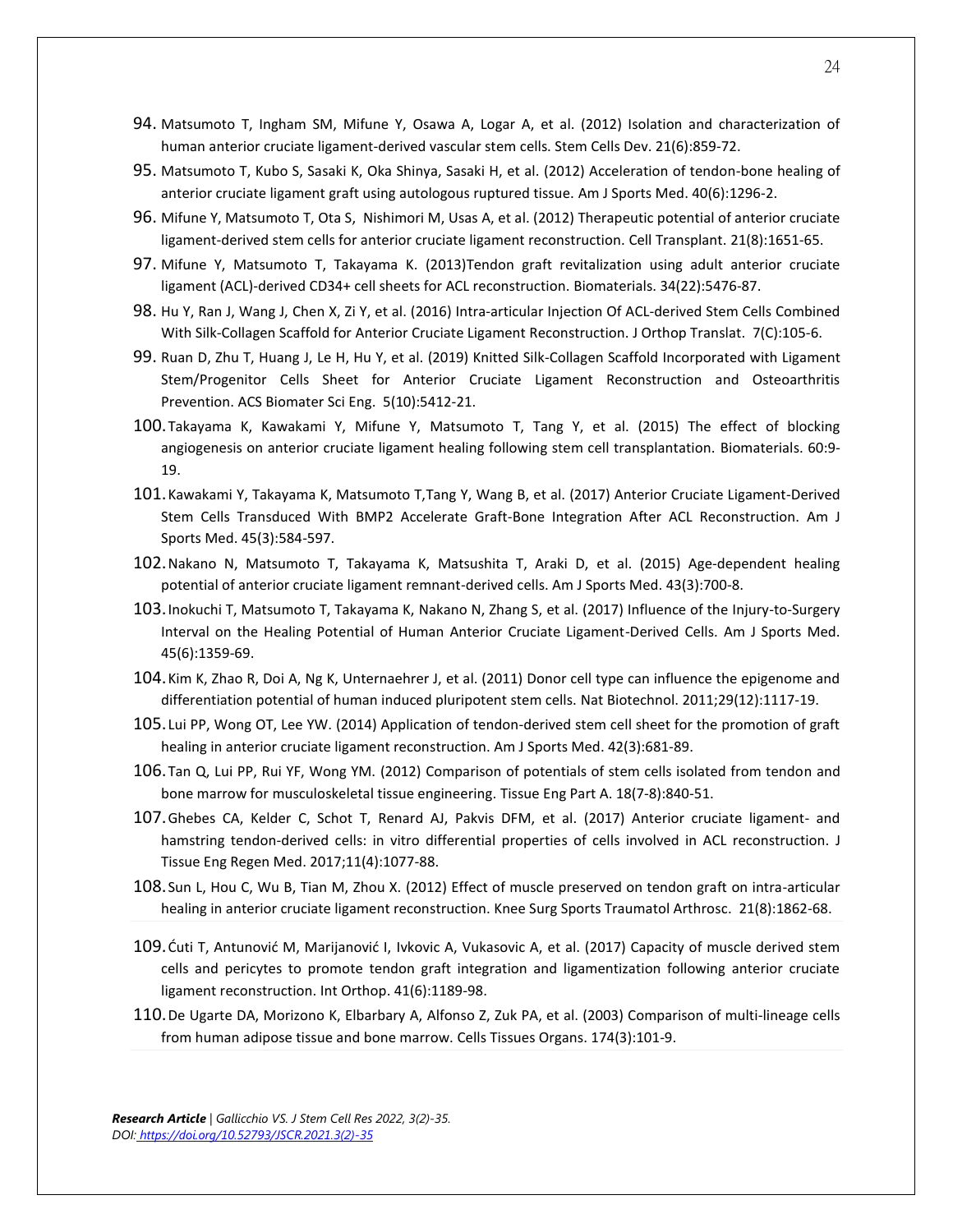94. Matsumoto T, Ingham SM, Mifune Y, Osawa A, Logar A, et al. (2012) Isolation and characterization of human anterior cruciate ligament-derived vascular stem cells. Stem Cells Dev. 21(6):859-72.
95. Matsumoto T, Kubo S, Sasaki K, Oka Shinya, Sasaki H, et al. (2012) Acceleration of tendon-bone healing of anterior cruciate ligament graft using autologous ruptured tissue. Am J Sports Med. 40(6):1296-2.
96. Mifune Y, Matsumoto T, Ota S, Nishimori M, Usas A, et al. (2012) Therapeutic potential of anterior cruciate ligament-derived stem cells for anterior cruciate ligament reconstruction. Cell Transplant. 21(8):1651-65.
97. Mifune Y, Matsumoto T, Takayama K. (2013)Tendon graft revitalization using adult anterior cruciate ligament (ACL)-derived CD34+ cell sheets for ACL reconstruction. Biomaterials. 34(22):5476-87.
98. Hu Y, Ran J, Wang J, Chen X, Zi Y, et al. (2016) Intra-articular Injection Of ACL-derived Stem Cells Combined With Silk-Collagen Scaffold for Anterior Cruciate Ligament Reconstruction. J Orthop Translat. 7(C):105-6.
99. Ruan D, Zhu T, Huang J, Le H, Hu Y, et al. (2019) Knitted Silk-Collagen Scaffold Incorporated with Ligament Stem/Progenitor Cells Sheet for Anterior Cruciate Ligament Reconstruction and Osteoarthritis Prevention. ACS Biomater Sci Eng. 5(10):5412-21.
100. Takayama K, Kawakami Y, Mifune Y, Matsumoto T, Tang Y, et al. (2015) The effect of blocking angiogenesis on anterior cruciate ligament healing following stem cell transplantation. Biomaterials. 60:9-19.
101. Kawakami Y, Takayama K, Matsumoto T,Tang Y, Wang B, et al. (2017) Anterior Cruciate Ligament-Derived Stem Cells Transduced With BMP2 Accelerate Graft-Bone Integration After ACL Reconstruction. Am J Sports Med. 45(3):584-597.
102. Nakano N, Matsumoto T, Takayama K, Matsushita T, Araki D, et al. (2015) Age-dependent healing potential of anterior cruciate ligament remnant-derived cells. Am J Sports Med. 43(3):700-8.
103. Inokuchi T, Matsumoto T, Takayama K, Nakano N, Zhang S, et al. (2017) Influence of the Injury-to-Surgery Interval on the Healing Potential of Human Anterior Cruciate Ligament-Derived Cells. Am J Sports Med. 45(6):1359-69.
104. Kim K, Zhao R, Doi A, Ng K, Unternaehrer J, et al. (2011) Donor cell type can influence the epigenome and differentiation potential of human induced pluripotent stem cells. Nat Biotechnol. 2011;29(12):1117-19.
105. Lui PP, Wong OT, Lee YW. (2014) Application of tendon-derived stem cell sheet for the promotion of graft healing in anterior cruciate ligament reconstruction. Am J Sports Med. 42(3):681-89.
106. Tan Q, Lui PP, Rui YF, Wong YM. (2012) Comparison of potentials of stem cells isolated from tendon and bone marrow for musculoskeletal tissue engineering. Tissue Eng Part A. 18(7-8):840-51.
107. Ghebes CA, Kelder C, Schot T, Renard AJ, Pakvis DFM, et al. (2017) Anterior cruciate ligament- and hamstring tendon-derived cells: in vitro differential properties of cells involved in ACL reconstruction. J Tissue Eng Regen Med. 2017;11(4):1077-88.
108. Sun L, Hou C, Wu B, Tian M, Zhou X. (2012) Effect of muscle preserved on tendon graft on intra-articular healing in anterior cruciate ligament reconstruction. Knee Surg Sports Traumatol Arthrosc. 21(8):1862-68.
109. Ćuti T, Antunović M, Marijanović I, Ivkovic A, Vukasovic A, et al. (2017) Capacity of muscle derived stem cells and pericytes to promote tendon graft integration and ligamentization following anterior cruciate ligament reconstruction. Int Orthop. 41(6):1189-98.
110. De Ugarte DA, Morizono K, Elbarbary A, Alfonso Z, Zuk PA, et al. (2003) Comparison of multi-lineage cells from human adipose tissue and bone marrow. Cells Tissues Organs. 174(3):101-9.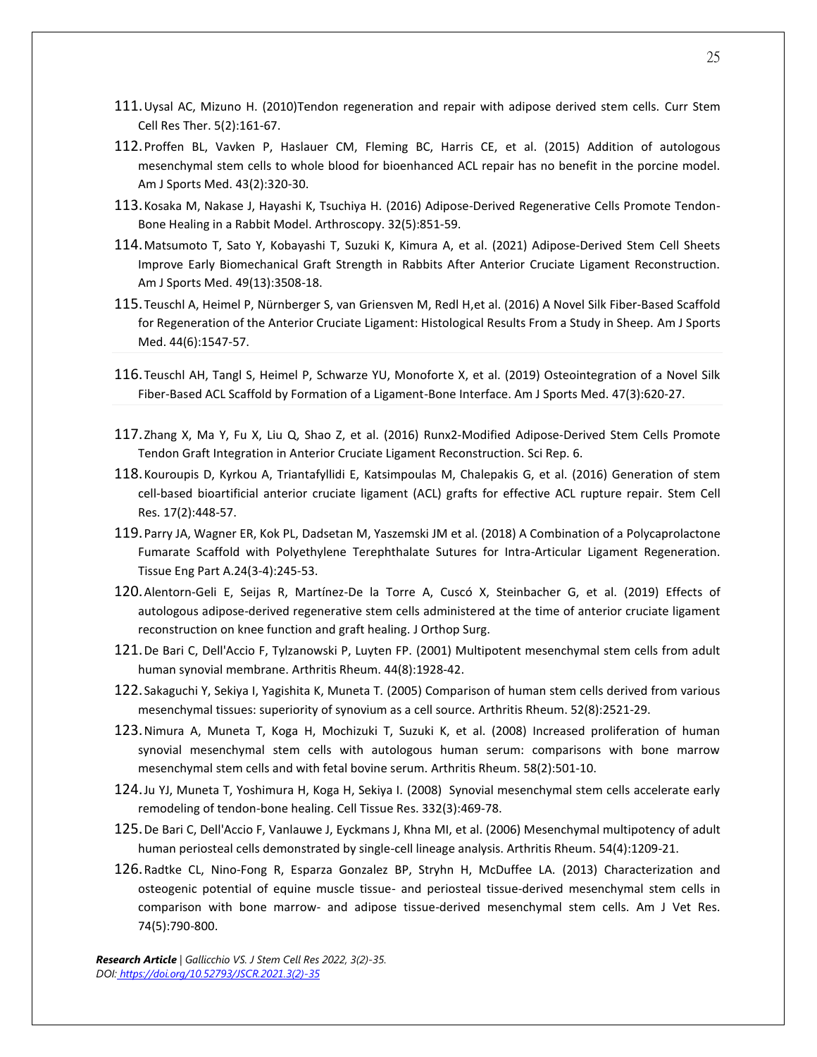111. Uysal AC, Mizuno H. (2010)Tendon regeneration and repair with adipose derived stem cells. Curr Stem Cell Res Ther. 5(2):161-67.

112. Proffen BL, Vavken P, Haslauer CM, Fleming BC, Harris CE, et al. (2015) Addition of autologous mesenchymal stem cells to whole blood for bioenhanced ACL repair has no benefit in the porcine model. Am J Sports Med. 43(2):320-30.

113. Kosaka M, Nakase J, Hayashi K, Tsuchiya H. (2016) Adipose-Derived Regenerative Cells Promote Tendon-Bone Healing in a Rabbit Model. Arthroscopy. 32(5):851-59.

114. Matsumoto T, Sato Y, Kobayashi T, Suzuki K, Kimura A, et al. (2021) Adipose-Derived Stem Cell Sheets Improve Early Biomechanical Graft Strength in Rabbits After Anterior Cruciate Ligament Reconstruction. Am J Sports Med. 49(13):3508-18.

115. Teuschl A, Heimel P, Nürnberger S, van Griensven M, Redl H,et al. (2016) A Novel Silk Fiber-Based Scaffold for Regeneration of the Anterior Cruciate Ligament: Histological Results From a Study in Sheep. Am J Sports Med. 44(6):1547-57.

116. Teuschl AH, Tangl S, Heimel P, Schwarze YU, Monoforte X, et al. (2019) Osteointegration of a Novel Silk Fiber-Based ACL Scaffold by Formation of a Ligament-Bone Interface. Am J Sports Med. 47(3):620-27.

117. Zhang X, Ma Y, Fu X, Liu Q, Shao Z, et al. (2016) Runx2-Modified Adipose-Derived Stem Cells Promote Tendon Graft Integration in Anterior Cruciate Ligament Reconstruction. Sci Rep. 6.

118. Kouroupis D, Kyrkou A, Triantafyllidi E, Katsimpoulas M, Chalepakis G, et al. (2016) Generation of stem cell-based bioartificial anterior cruciate ligament (ACL) grafts for effective ACL rupture repair. Stem Cell Res. 17(2):448-57.

119. Parry JA, Wagner ER, Kok PL, Dadsetan M, Yaszemski JM et al. (2018) A Combination of a Polycaprolactone Fumarate Scaffold with Polyethylene Terephthalate Sutures for Intra-Articular Ligament Regeneration. Tissue Eng Part A.24(3-4):245-53.

120. Alentorn-Geli E, Seijas R, Martínez-De la Torre A, Cuscó X, Steinbacher G, et al. (2019) Effects of autologous adipose-derived regenerative stem cells administered at the time of anterior cruciate ligament reconstruction on knee function and graft healing. J Orthop Surg.

121. De Bari C, Dell'Accio F, Tylzanowski P, Luyten FP. (2001) Multipotent mesenchymal stem cells from adult human synovial membrane. Arthritis Rheum. 44(8):1928-42.

122. Sakaguchi Y, Sekiya I, Yagishita K, Muneta T. (2005) Comparison of human stem cells derived from various mesenchymal tissues: superiority of synovium as a cell source. Arthritis Rheum. 52(8):2521-29.

123. Nimura A, Muneta T, Koga H, Mochizuki T, Suzuki K, et al. (2008) Increased proliferation of human synovial mesenchymal stem cells with autologous human serum: comparisons with bone marrow mesenchymal stem cells and with fetal bovine serum. Arthritis Rheum. 58(2):501-10.

124. Ju YJ, Muneta T, Yoshimura H, Koga H, Sekiya I. (2008) Synovial mesenchymal stem cells accelerate early remodeling of tendon-bone healing. Cell Tissue Res. 332(3):469-78.

125. De Bari C, Dell'Accio F, Vanlauwe J, Eyckmans J, Khna MI, et al. (2006) Mesenchymal multipotency of adult human periosteal cells demonstrated by single-cell lineage analysis. Arthritis Rheum. 54(4):1209-21.

126. Radtke CL, Nino-Fong R, Esparza Gonzalez BP, Stryhn H, McDuffee LA. (2013) Characterization and osteogenic potential of equine muscle tissue- and periosteal tissue-derived mesenchymal stem cells in comparison with bone marrow- and adipose tissue-derived mesenchymal stem cells. Am J Vet Res. 74(5):790-800.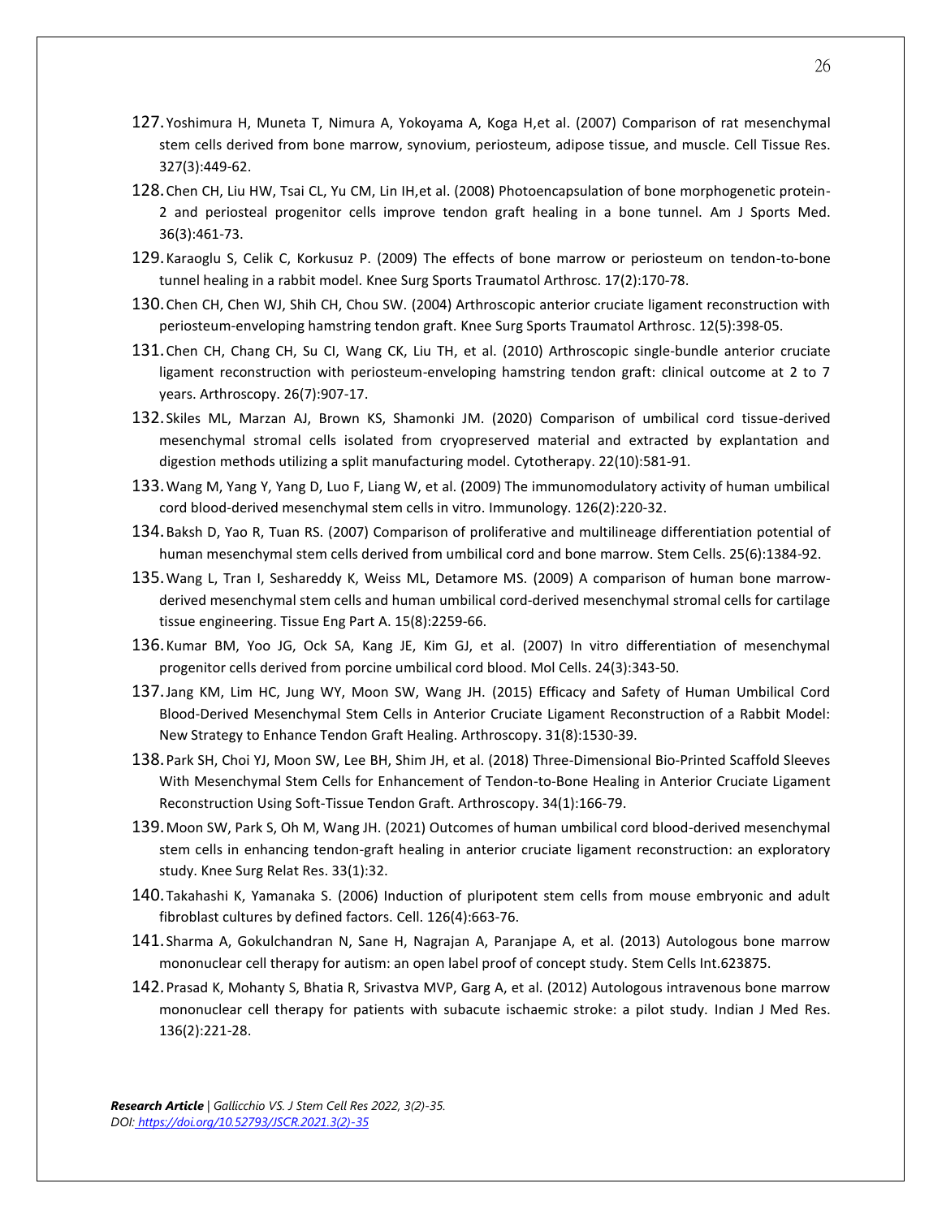127. Yoshimura H, Muneta T, Nimura A, Yokoyama A, Koga H,et al. (2007) Comparison of rat mesenchymal stem cells derived from bone marrow, synovium, periosteum, adipose tissue, and muscle. Cell Tissue Res. 327(3):449-62.

128. Chen CH, Liu HW, Tsai CL, Yu CM, Lin IH,et al. (2008) Photoencapsulation of bone morphogenetic protein-2 and periosteal progenitor cells improve tendon graft healing in a bone tunnel. Am J Sports Med. 36(3):461-73.

129. Karaoglu S, Celik C, Korkusuz P. (2009) The effects of bone marrow or periosteum on tendon-to-bone tunnel healing in a rabbit model. Knee Surg Sports Traumatol Arthrosc. 17(2):170-78.

130. Chen CH, Chen WJ, Shih CH, Chou SW. (2004) Arthroscopic anterior cruciate ligament reconstruction with periosteum-enveloping hamstring tendon graft. Knee Surg Sports Traumatol Arthrosc. 12(5):398-05.

131. Chen CH, Chang CH, Su CI, Wang CK, Liu TH, et al. (2010) Arthroscopic single-bundle anterior cruciate ligament reconstruction with periosteum-enveloping hamstring tendon graft: clinical outcome at 2 to 7 years. Arthroscopy. 26(7):907-17.

132. Skiles ML, Marzan AJ, Brown KS, Shamonki JM. (2020) Comparison of umbilical cord tissue-derived mesenchymal stromal cells isolated from cryopreserved material and extracted by explantation and digestion methods utilizing a split manufacturing model. Cytotherapy. 22(10):581-91.

133. Wang M, Yang Y, Yang D, Luo F, Liang W, et al. (2009) The immunomodulatory activity of human umbilical cord blood-derived mesenchymal stem cells in vitro. Immunology. 126(2):220-32.

134. Baksh D, Yao R, Tuan RS. (2007) Comparison of proliferative and multilineage differentiation potential of human mesenchymal stem cells derived from umbilical cord and bone marrow. Stem Cells. 25(6):1384-92.

135. Wang L, Tran I, Seshareddy K, Weiss ML, Detamore MS. (2009) A comparison of human bone marrow-derived mesenchymal stem cells and human umbilical cord-derived mesenchymal stromal cells for cartilage tissue engineering. Tissue Eng Part A. 15(8):2259-66.

136. Kumar BM, Yoo JG, Ock SA, Kang JE, Kim GJ, et al. (2007) In vitro differentiation of mesenchymal progenitor cells derived from porcine umbilical cord blood. Mol Cells. 24(3):343-50.

137. Jang KM, Lim HC, Jung WY, Moon SW, Wang JH. (2015) Efficacy and Safety of Human Umbilical Cord Blood-Derived Mesenchymal Stem Cells in Anterior Cruciate Ligament Reconstruction of a Rabbit Model: New Strategy to Enhance Tendon Graft Healing. Arthroscopy. 31(8):1530-39.

138. Park SH, Choi YJ, Moon SW, Lee BH, Shim JH, et al. (2018) Three-Dimensional Bio-Printed Scaffold Sleeves With Mesenchymal Stem Cells for Enhancement of Tendon-to-Bone Healing in Anterior Cruciate Ligament Reconstruction Using Soft-Tissue Tendon Graft. Arthroscopy. 34(1):166-79.

139. Moon SW, Park S, Oh M, Wang JH. (2021) Outcomes of human umbilical cord blood-derived mesenchymal stem cells in enhancing tendon-graft healing in anterior cruciate ligament reconstruction: an exploratory study. Knee Surg Relat Res. 33(1):32.

140. Takahashi K, Yamanaka S. (2006) Induction of pluripotent stem cells from mouse embryonic and adult fibroblast cultures by defined factors. Cell. 126(4):663-76.

141. Sharma A, Gokulchandran N, Sane H, Nagrajan A, Paranjape A, et al. (2013) Autologous bone marrow mononuclear cell therapy for autism: an open label proof of concept study. Stem Cells Int.623875.

142. Prasad K, Mohanty S, Bhatia R, Srivastva MVP, Garg A, et al. (2012) Autologous intravenous bone marrow mononuclear cell therapy for patients with subacute ischaemic stroke: a pilot study. Indian J Med Res. 136(2):221-28.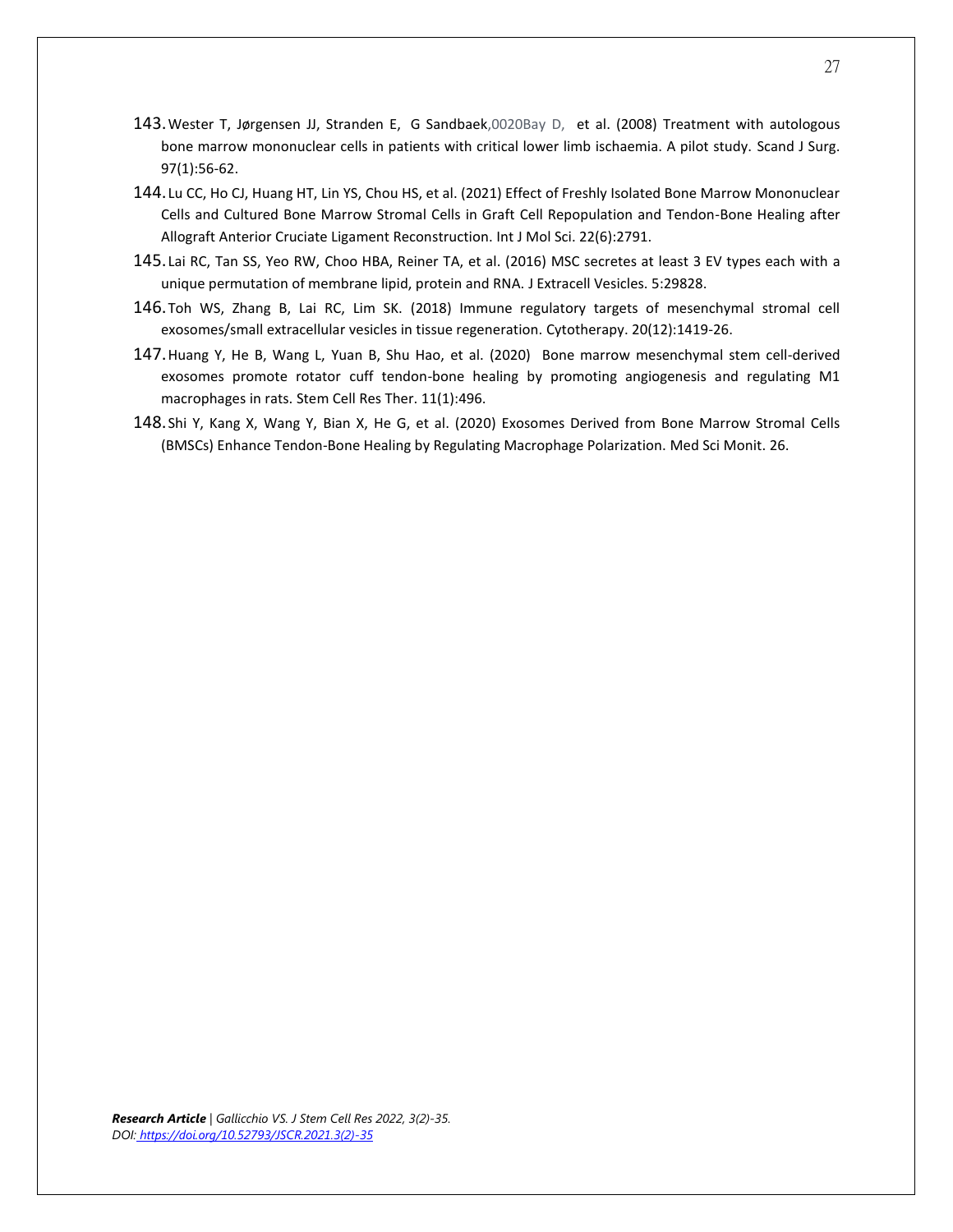143. Wester T, Jørgensen JJ, Stranden E, G Sandbaek,0020Bay D, et al. (2008) Treatment with autologous bone marrow mononuclear cells in patients with critical lower limb ischaemia. A pilot study. Scand J Surg. 97(1):56-62.

144. Lu CC, Ho CJ, Huang HT, Lin YS, Chou HS, et al. (2021) Effect of Freshly Isolated Bone Marrow Mononuclear Cells and Cultured Bone Marrow Stromal Cells in Graft Cell Repopulation and Tendon-Bone Healing after Allograft Anterior Cruciate Ligament Reconstruction. Int J Mol Sci. 22(6):2791.

145. Lai RC, Tan SS, Yeo RW, Choo HBA, Reiner TA, et al. (2016) MSC secretes at least 3 EV types each with a unique permutation of membrane lipid, protein and RNA. J Extracell Vesicles. 5:29828.

146. Toh WS, Zhang B, Lai RC, Lim SK. (2018) Immune regulatory targets of mesenchymal stromal cell exosomes/small extracellular vesicles in tissue regeneration. Cytotherapy. 20(12):1419-26.

147. Huang Y, He B, Wang L, Yuan B, Shu Hao, et al. (2020) Bone marrow mesenchymal stem cell-derived exosomes promote rotator cuff tendon-bone healing by promoting angiogenesis and regulating M1 macrophages in rats. Stem Cell Res Ther. 11(1):496.

148. Shi Y, Kang X, Wang Y, Bian X, He G, et al. (2020) Exosomes Derived from Bone Marrow Stromal Cells (BMSCs) Enhance Tendon-Bone Healing by Regulating Macrophage Polarization. Med Sci Monit. 26.